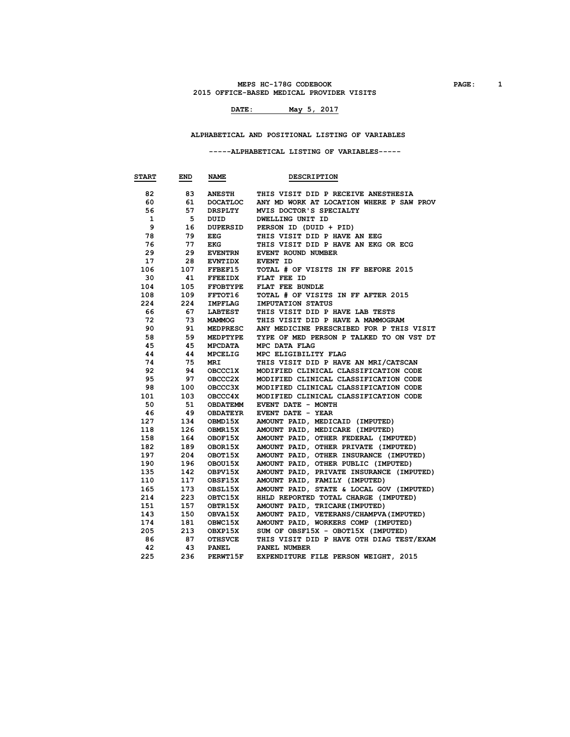# MEPS HC-178G CODEBOOK

## 2015 OFFICE-BASED MEDICAL PROVIDER VISITS

**DATE: May 5, 2017**

### ALPHABETICAL AND POSITIONAL LISTING OF VARIABLES

#### -----ALPHABETICAL LISTING OF VARIABLES-----

| START | END | NAME | DESCRIPTION |
|---|---|---|---|
| 82 | 83 | ANESTH | THIS VISIT DID P RECEIVE ANESTHESIA |
| 60 | 61 | DOCATLOC | ANY MD WORK AT LOCATION WHERE P SAW PROV |
| 56 | 57 | DRSPLTY | MVIS DOCTOR'S SPECIALTY |
| 1 | 5 | DUID | DWELLING UNIT ID |
| 9 | 16 | DUPERSID | PERSON ID (DUID + PID) |
| 78 | 79 | EEG | THIS VISIT DID P HAVE AN EEG |
| 76 | 77 | EKG | THIS VISIT DID P HAVE AN EKG OR ECG |
| 29 | 29 | EVENTRN | EVENT ROUND NUMBER |
| 17 | 28 | EVNTIDX | EVENT ID |
| 106 | 107 | FFBEF15 | TOTAL # OF VISITS IN FF BEFORE 2015 |
| 30 | 41 | FFEEIDX | FLAT FEE ID |
| 104 | 105 | FFOBTYPE | FLAT FEE BUNDLE |
| 108 | 109 | FFTOT16 | TOTAL # OF VISITS IN FF AFTER 2015 |
| 224 | 224 | IMPFLAG | IMPUTATION STATUS |
| 66 | 67 | LABTEST | THIS VISIT DID P HAVE LAB TESTS |
| 72 | 73 | MAMMOG | THIS VISIT DID P HAVE A MAMMOGRAM |
| 90 | 91 | MEDPRESC | ANY MEDICINE PRESCRIBED FOR P THIS VISIT |
| 58 | 59 | MEDPTYPE | TYPE OF MED PERSON P TALKED TO ON VST DT |
| 45 | 45 | MPCDATA | MPC DATA FLAG |
| 44 | 44 | MPCELIG | MPC ELIGIBILITY FLAG |
| 74 | 75 | MRI | THIS VISIT DID P HAVE AN MRI/CATSCAN |
| 92 | 94 | OBCCC1X | MODIFIED CLINICAL CLASSIFICATION CODE |
| 95 | 97 | OBCCC2X | MODIFIED CLINICAL CLASSIFICATION CODE |
| 98 | 100 | OBCCC3X | MODIFIED CLINICAL CLASSIFICATION CODE |
| 101 | 103 | OBCCC4X | MODIFIED CLINICAL CLASSIFICATION CODE |
| 50 | 51 | OBDATEMM | EVENT DATE - MONTH |
| 46 | 49 | OBDATEYR | EVENT DATE - YEAR |
| 127 | 134 | OBMD15X | AMOUNT PAID, MEDICAID (IMPUTED) |
| 118 | 126 | OBMR15X | AMOUNT PAID, MEDICARE (IMPUTED) |
| 158 | 164 | OBOF15X | AMOUNT PAID, OTHER FEDERAL (IMPUTED) |
| 182 | 189 | OBOR15X | AMOUNT PAID, OTHER PRIVATE (IMPUTED) |
| 197 | 204 | OBOT15X | AMOUNT PAID, OTHER INSURANCE (IMPUTED) |
| 190 | 196 | OBOU15X | AMOUNT PAID, OTHER PUBLIC (IMPUTED) |
| 135 | 142 | OBPV15X | AMOUNT PAID, PRIVATE INSURANCE (IMPUTED) |
| 110 | 117 | OBSF15X | AMOUNT PAID, FAMILY (IMPUTED) |
| 165 | 173 | OBSL15X | AMOUNT PAID, STATE & LOCAL GOV (IMPUTED) |
| 214 | 223 | OBTC15X | HHLD REPORTED TOTAL CHARGE (IMPUTED) |
| 151 | 157 | OBTR15X | AMOUNT PAID, TRICARE(IMPUTED) |
| 143 | 150 | OBVA15X | AMOUNT PAID, VETERANS/CHAMPVA(IMPUTED) |
| 174 | 181 | OBWC15X | AMOUNT PAID, WORKERS COMP (IMPUTED) |
| 205 | 213 | OBXP15X | SUM OF OBSF15X - OBOT15X (IMPUTED) |
| 86 | 87 | OTHSVCE | THIS VISIT DID P HAVE OTH DIAG TEST/EXAM |
| 42 | 43 | PANEL | PANEL NUMBER |
| 225 | 236 | PERWT15F | EXPENDITURE FILE PERSON WEIGHT, 2015 |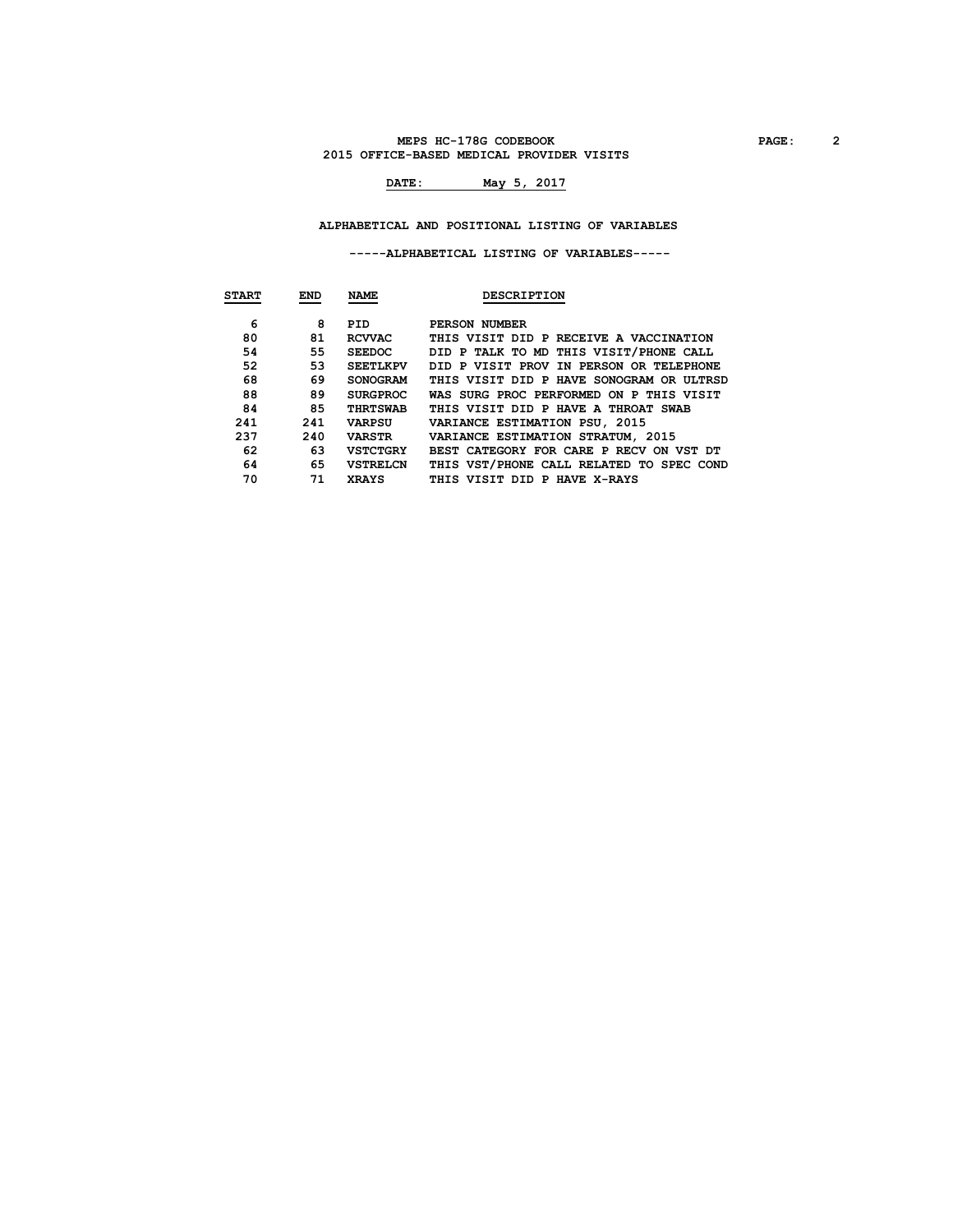# ALPHABETICAL AND POSITIONAL LISTING OF VARIABLES

## -----ALPHABETICAL LISTING OF VARIABLES-----

| START | END | NAME | DESCRIPTION |
|---|---|---|---|
| 6 | 8 | PID | PERSON NUMBER |
| 80 | 81 | RCVVAC | THIS VISIT DID P RECEIVE A VACCINATION |
| 54 | 55 | SEEDOC | DID P TALK TO MD THIS VISIT/PHONE CALL |
| 52 | 53 | SEETLKPV | DID P VISIT PROV IN PERSON OR TELEPHONE |
| 68 | 69 | SONOGRAM | THIS VISIT DID P HAVE SONOGRAM OR ULTRSD |
| 88 | 89 | SURGPROC | WAS SURG PROC PERFORMED ON P THIS VISIT |
| 84 | 85 | THRTSWAB | THIS VISIT DID P HAVE A THROAT SWAB |
| 241 | 241 | VARPSU | VARIANCE ESTIMATION PSU, 2015 |
| 237 | 240 | VARSTR | VARIANCE ESTIMATION STRATUM, 2015 |
| 62 | 63 | VSTCTGRY | BEST CATEGORY FOR CARE P RECV ON VST DT |
| 64 | 65 | VSTRELCN | THIS VST/PHONE CALL RELATED TO SPEC COND |
| 70 | 71 | XRAYS | THIS VISIT DID P HAVE X-RAYS |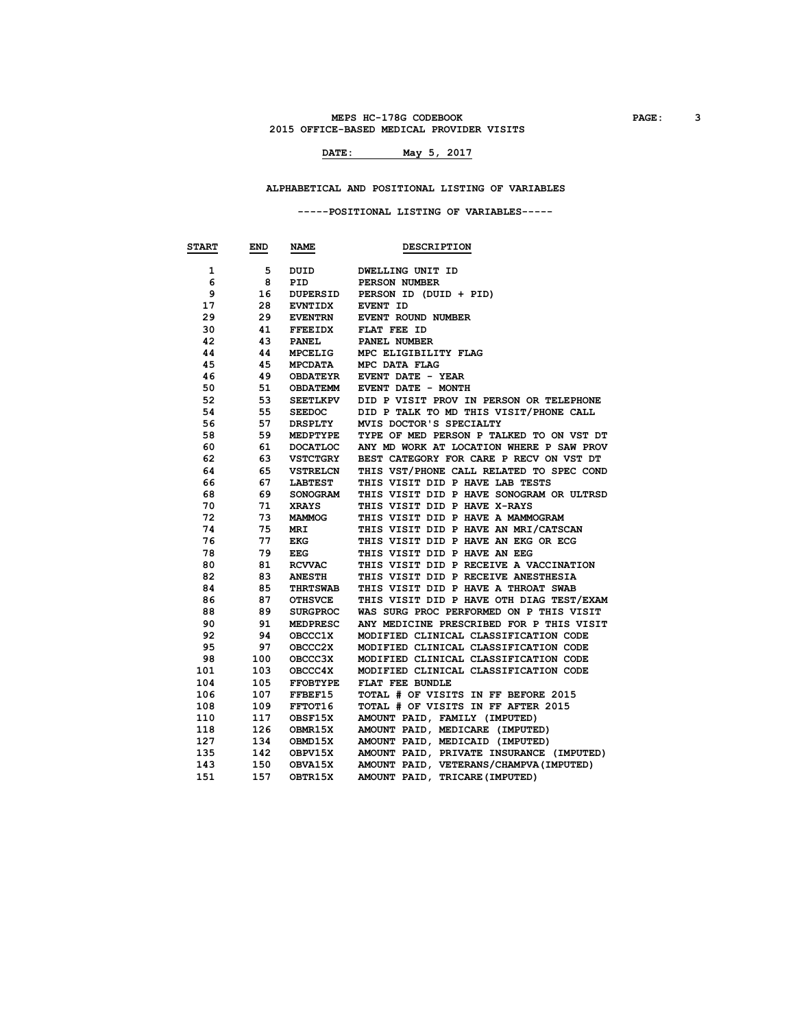# MEPS HC-178G CODEBOOK

## 2015 OFFICE-BASED MEDICAL PROVIDER VISITS

**DATE:** May 5, 2017

### ALPHABETICAL AND POSITIONAL LISTING OF VARIABLES

#### -----POSITIONAL LISTING OF VARIABLES-----

| START | END | NAME | DESCRIPTION |
|---|---|---|---|
| 1 | 5 | DUID | DWELLING UNIT ID |
| 6 | 8 | PID | PERSON NUMBER |
| 9 | 16 | DUPERSID | PERSON ID (DUID + PID) |
| 17 | 28 | EVNTIDX | EVENT ID |
| 29 | 29 | EVENTRN | EVENT ROUND NUMBER |
| 30 | 41 | FFEEIDX | FLAT FEE ID |
| 42 | 43 | PANEL | PANEL NUMBER |
| 44 | 44 | MPCELIG | MPC ELIGIBILITY FLAG |
| 45 | 45 | MPCDATA | MPC DATA FLAG |
| 46 | 49 | OBDATEYR | EVENT DATE - YEAR |
| 50 | 51 | OBDATEMM | EVENT DATE - MONTH |
| 52 | 53 | SEETLKPV | DID P VISIT PROV IN PERSON OR TELEPHONE |
| 54 | 55 | SEEDOC | DID P TALK TO MD THIS VISIT/PHONE CALL |
| 56 | 57 | DRSPLTY | MVIS DOCTOR'S SPECIALTY |
| 58 | 59 | MEDPTYPE | TYPE OF MED PERSON P TALKED TO ON VST DT |
| 60 | 61 | DOCATLOC | ANY MD WORK AT LOCATION WHERE P SAW PROV |
| 62 | 63 | VSTCTGRY | BEST CATEGORY FOR CARE P RECV ON VST DT |
| 64 | 65 | VSTRELCN | THIS VST/PHONE CALL RELATED TO SPEC COND |
| 66 | 67 | LABTEST | THIS VISIT DID P HAVE LAB TESTS |
| 68 | 69 | SONOGRAM | THIS VISIT DID P HAVE SONOGRAM OR ULTRSD |
| 70 | 71 | XRAYS | THIS VISIT DID P HAVE X-RAYS |
| 72 | 73 | MAMMOG | THIS VISIT DID P HAVE A MAMMOGRAM |
| 74 | 75 | MRI | THIS VISIT DID P HAVE AN MRI/CATSCAN |
| 76 | 77 | EKG | THIS VISIT DID P HAVE AN EKG OR ECG |
| 78 | 79 | EEG | THIS VISIT DID P HAVE AN EEG |
| 80 | 81 | RCVVAC | THIS VISIT DID P RECEIVE A VACCINATION |
| 82 | 83 | ANESTH | THIS VISIT DID P RECEIVE ANESTHESIA |
| 84 | 85 | THRTSWAB | THIS VISIT DID P HAVE A THROAT SWAB |
| 86 | 87 | OTHSVCE | THIS VISIT DID P HAVE OTH DIAG TEST/EXAM |
| 88 | 89 | SURGPROC | WAS SURG PROC PERFORMED ON P THIS VISIT |
| 90 | 91 | MEDPRESC | ANY MEDICINE PRESCRIBED FOR P THIS VISIT |
| 92 | 94 | OBCCC1X | MODIFIED CLINICAL CLASSIFICATION CODE |
| 95 | 97 | OBCCC2X | MODIFIED CLINICAL CLASSIFICATION CODE |
| 98 | 100 | OBCCC3X | MODIFIED CLINICAL CLASSIFICATION CODE |
| 101 | 103 | OBCCC4X | MODIFIED CLINICAL CLASSIFICATION CODE |
| 104 | 105 | FFOBTYPE | FLAT FEE BUNDLE |
| 106 | 107 | FFBEF15 | TOTAL # OF VISITS IN FF BEFORE 2015 |
| 108 | 109 | FFTOT16 | TOTAL # OF VISITS IN FF AFTER 2015 |
| 110 | 117 | OBSF15X | AMOUNT PAID, FAMILY (IMPUTED) |
| 118 | 126 | OBMR15X | AMOUNT PAID, MEDICARE (IMPUTED) |
| 127 | 134 | OBMD15X | AMOUNT PAID, MEDICAID (IMPUTED) |
| 135 | 142 | OBPV15X | AMOUNT PAID, PRIVATE INSURANCE (IMPUTED) |
| 143 | 150 | OBVA15X | AMOUNT PAID, VETERANS/CHAMPVA(IMPUTED) |
| 151 | 157 | OBTR15X | AMOUNT PAID, TRICARE(IMPUTED) |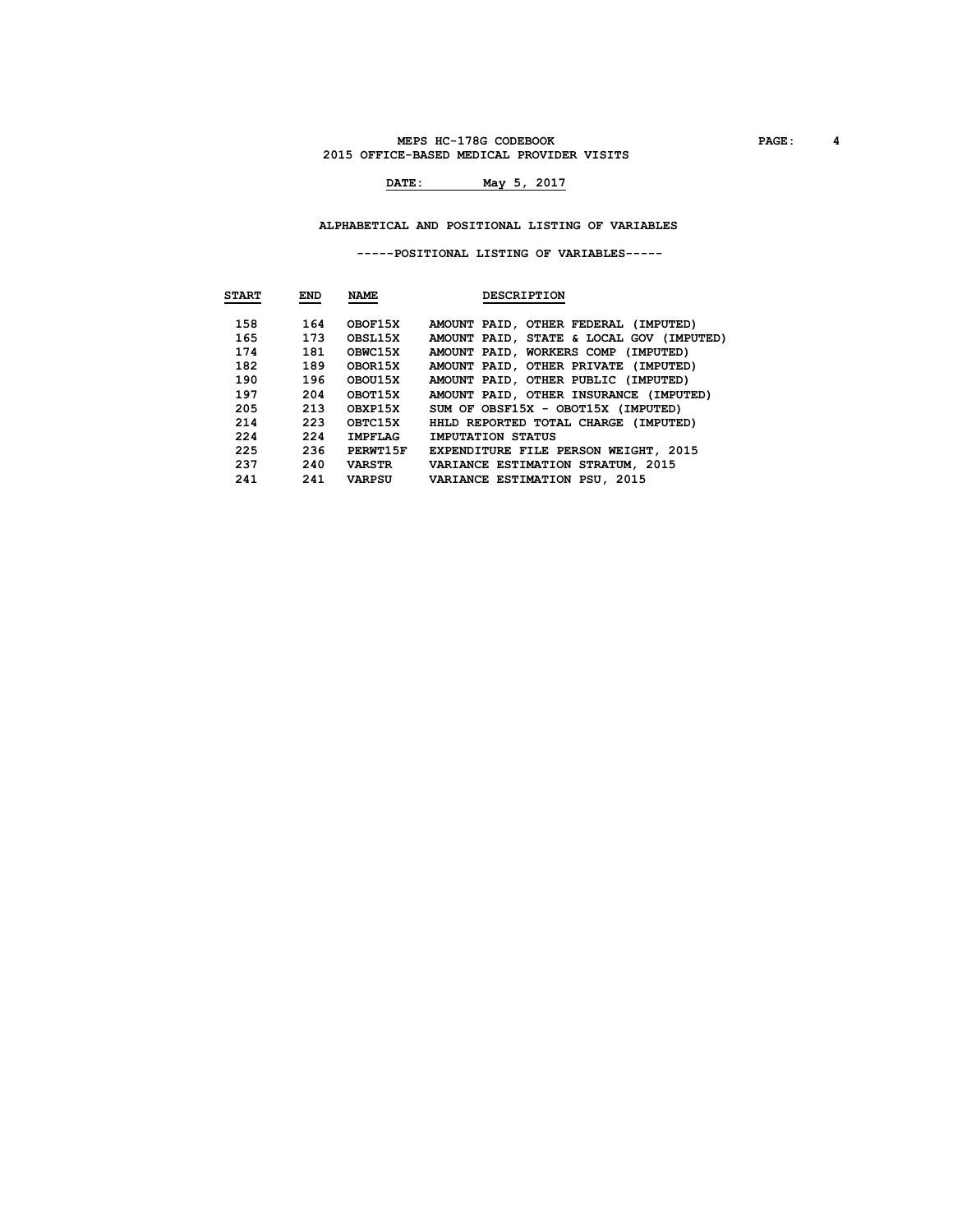**MEPS HC-178G CODEBOOK**
**2015 OFFICE-BASED MEDICAL PROVIDER VISITS**

**DATE: May 5, 2017**

**ALPHABETICAL AND POSITIONAL LISTING OF VARIABLES**

**-----POSITIONAL LISTING OF VARIABLES-----**

| START | END | NAME | DESCRIPTION |
|---|---|---|---|
| 158 | 164 | OBOF15X | AMOUNT PAID, OTHER FEDERAL (IMPUTED) |
| 165 | 173 | OBSL15X | AMOUNT PAID, STATE & LOCAL GOV (IMPUTED) |
| 174 | 181 | OBWC15X | AMOUNT PAID, WORKERS COMP (IMPUTED) |
| 182 | 189 | OBOR15X | AMOUNT PAID, OTHER PRIVATE (IMPUTED) |
| 190 | 196 | OBOU15X | AMOUNT PAID, OTHER PUBLIC (IMPUTED) |
| 197 | 204 | OBOT15X | AMOUNT PAID, OTHER INSURANCE (IMPUTED) |
| 205 | 213 | OBXP15X | SUM OF OBSF15X - OBOT15X (IMPUTED) |
| 214 | 223 | OBTC15X | HHLD REPORTED TOTAL CHARGE (IMPUTED) |
| 224 | 224 | IMPFLAG | IMPUTATION STATUS |
| 225 | 236 | PERWT15F | EXPENDITURE FILE PERSON WEIGHT, 2015 |
| 237 | 240 | VARSTR | VARIANCE ESTIMATION STRATUM, 2015 |
| 241 | 241 | VARPSU | VARIANCE ESTIMATION PSU, 2015 |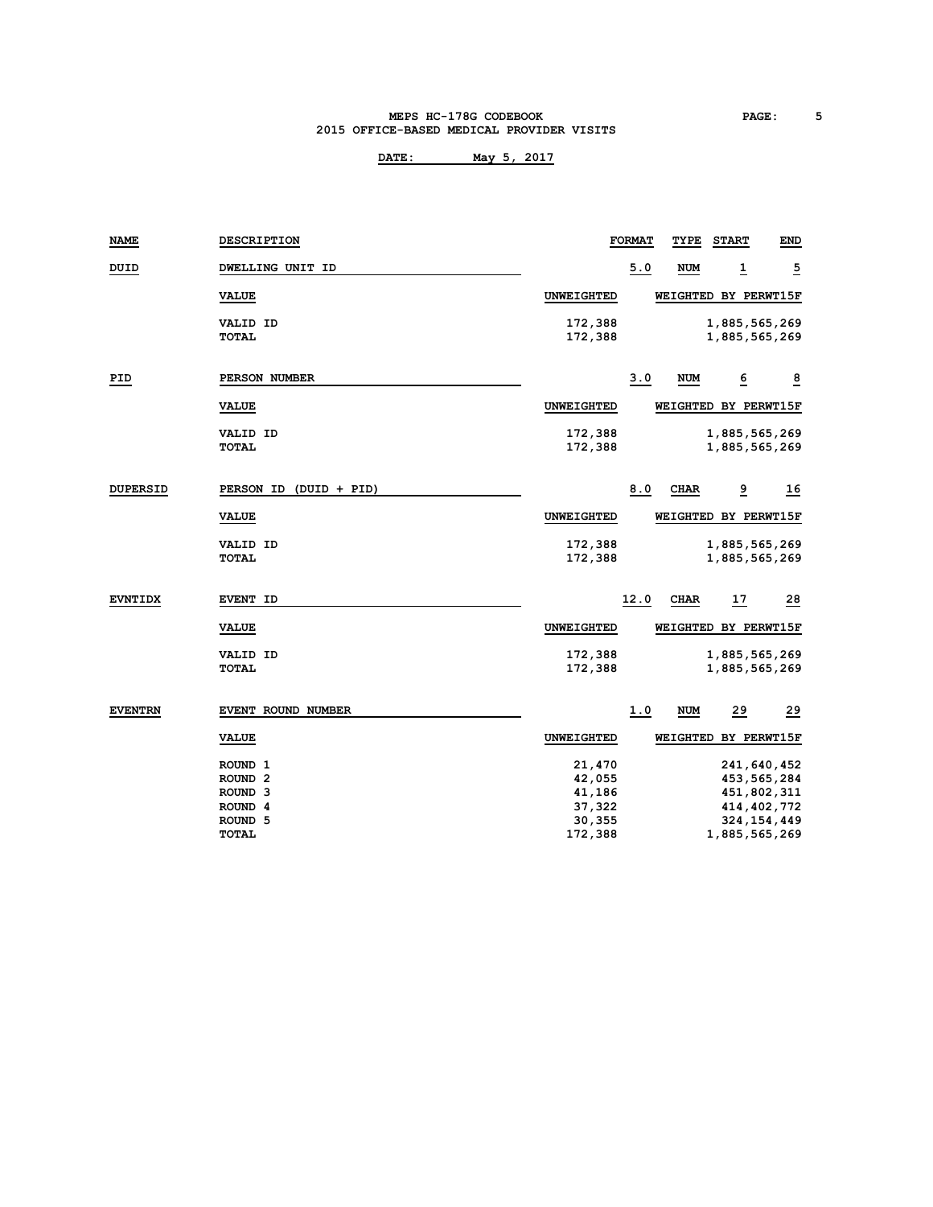| NAME | DESCRIPTION | FORMAT | TYPE | START | END |
|---|---|---|---|---|---|
| DUID | DWELLING UNIT ID | 5.0 | NUM | 1 | 5 |

| VALUE | UNWEIGHTED | WEIGHTED BY PERWT15F |
|---|---|---|
| VALID ID | 172,388 | 1,885,565,269 |
| TOTAL | 172,388 | 1,885,565,269 |

| NAME | DESCRIPTION | FORMAT | TYPE | START | END |
|---|---|---|---|---|---|
| PID | PERSON NUMBER | 3.0 | NUM | 6 | 8 |

| VALUE | UNWEIGHTED | WEIGHTED BY PERWT15F |
|---|---|---|
| VALID ID | 172,388 | 1,885,565,269 |
| TOTAL | 172,388 | 1,885,565,269 |

| NAME | DESCRIPTION | FORMAT | TYPE | START | END |
|---|---|---|---|---|---|
| DUPERSID | PERSON ID (DUID + PID) | 8.0 | CHAR | 9 | 16 |

| VALUE | UNWEIGHTED | WEIGHTED BY PERWT15F |
|---|---|---|
| VALID ID | 172,388 | 1,885,565,269 |
| TOTAL | 172,388 | 1,885,565,269 |

| NAME | DESCRIPTION | FORMAT | TYPE | START | END |
|---|---|---|---|---|---|
| EVNTIDX | EVENT ID | 12.0 | CHAR | 17 | 28 |

| VALUE | UNWEIGHTED | WEIGHTED BY PERWT15F |
|---|---|---|
| VALID ID | 172,388 | 1,885,565,269 |
| TOTAL | 172,388 | 1,885,565,269 |

| NAME | DESCRIPTION | FORMAT | TYPE | START | END |
|---|---|---|---|---|---|
| EVENTRN | EVENT ROUND NUMBER | 1.0 | NUM | 29 | 29 |

| VALUE | UNWEIGHTED | WEIGHTED BY PERWT15F |
|---|---|---|
| ROUND 1 | 21,470 | 241,640,452 |
| ROUND 2 | 42,055 | 453,565,284 |
| ROUND 3 | 41,186 | 451,802,311 |
| ROUND 4 | 37,322 | 414,402,772 |
| ROUND 5 | 30,355 | 324,154,449 |
| TOTAL | 172,388 | 1,885,565,269 |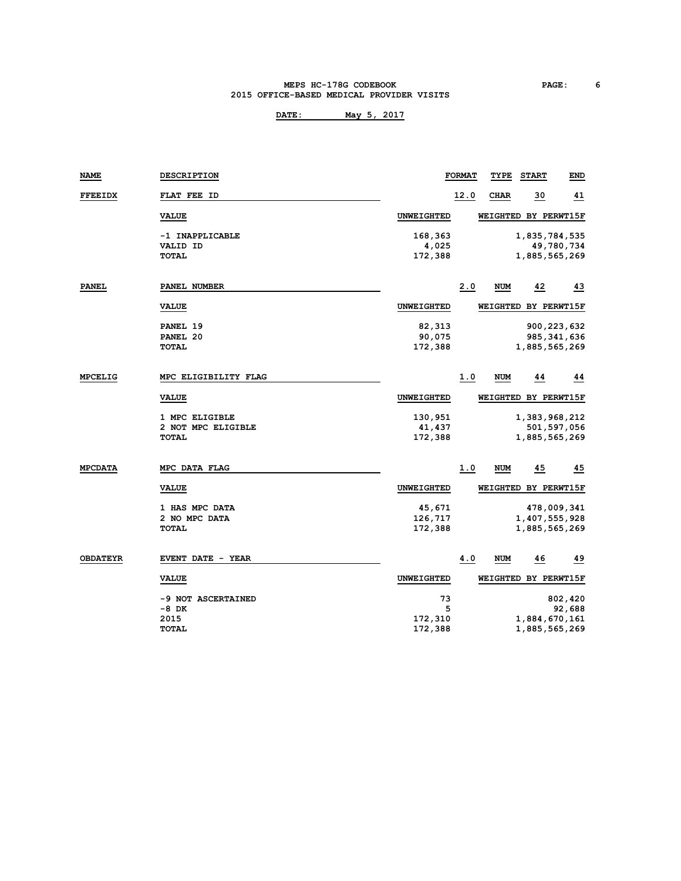MEPS HC-178G CODEBOOK
2015 OFFICE-BASED MEDICAL PROVIDER VISITS

**DATE: May 5, 2017**

| NAME | DESCRIPTION | FORMAT | TYPE | START | END |
|---|---|---|---|---|---|
| **FFEEIDX** | FLAT FEE ID | 12.0 | CHAR | 30 | 41 |

| VALUE | UNWEIGHTED | WEIGHTED BY PERWT15F |
|---|---|---|
| -1 INAPPLICABLE | 168,363 | 1,835,784,535 |
| VALID ID | 4,025 | 49,780,734 |
| TOTAL | 172,388 | 1,885,565,269 |

| NAME | DESCRIPTION | FORMAT | TYPE | START | END |
|---|---|---|---|---|---|
| **PANEL** | PANEL NUMBER | 2.0 | NUM | 42 | 43 |

| VALUE | UNWEIGHTED | WEIGHTED BY PERWT15F |
|---|---|---|
| PANEL 19 | 82,313 | 900,223,632 |
| PANEL 20 | 90,075 | 985,341,636 |
| TOTAL | 172,388 | 1,885,565,269 |

| NAME | DESCRIPTION | FORMAT | TYPE | START | END |
|---|---|---|---|---|---|
| **MPCELIG** | MPC ELIGIBILITY FLAG | 1.0 | NUM | 44 | 44 |

| VALUE | UNWEIGHTED | WEIGHTED BY PERWT15F |
|---|---|---|
| 1 MPC ELIGIBLE | 130,951 | 1,383,968,212 |
| 2 NOT MPC ELIGIBLE | 41,437 | 501,597,056 |
| TOTAL | 172,388 | 1,885,565,269 |

| NAME | DESCRIPTION | FORMAT | TYPE | START | END |
|---|---|---|---|---|---|
| **MPCDATA** | MPC DATA FLAG | 1.0 | NUM | 45 | 45 |

| VALUE | UNWEIGHTED | WEIGHTED BY PERWT15F |
|---|---|---|
| 1 HAS MPC DATA | 45,671 | 478,009,341 |
| 2 NO MPC DATA | 126,717 | 1,407,555,928 |
| TOTAL | 172,388 | 1,885,565,269 |

| NAME | DESCRIPTION | FORMAT | TYPE | START | END |
|---|---|---|---|---|---|
| **OBDATEYR** | EVENT DATE - YEAR | 4.0 | NUM | 46 | 49 |

| VALUE | UNWEIGHTED | WEIGHTED BY PERWT15F |
|---|---|---|
| -9 NOT ASCERTAINED | 73 | 802,420 |
| -8 DK | 5 | 92,688 |
| 2015 | 172,310 | 1,884,670,161 |
| TOTAL | 172,388 | 1,885,565,269 |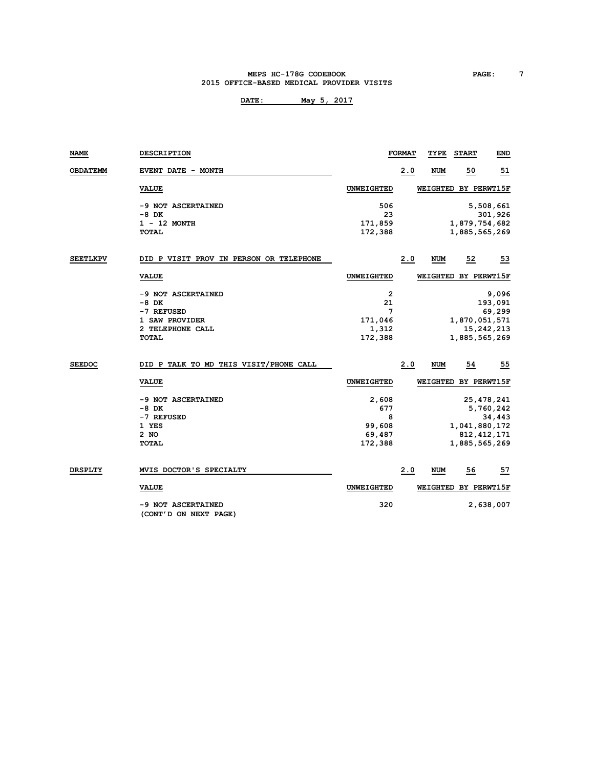MEPS HC-178G CODEBOOK
2015 OFFICE-BASED MEDICAL PROVIDER VISITS

DATE: May 5, 2017

| NAME | DESCRIPTION | FORMAT | TYPE | START | END |
|---|---|---|---|---|---|
| OBDATEMM | EVENT DATE - MONTH | 2.0 | NUM | 50 | 51 |

| VALUE | UNWEIGHTED | WEIGHTED BY PERWT15F |
|---|---|---|
| -9 NOT ASCERTAINED | 506 | 5,508,661 |
| -8 DK | 23 | 301,926 |
| 1 - 12 MONTH | 171,859 | 1,879,754,682 |
| TOTAL | 172,388 | 1,885,565,269 |

| NAME | DESCRIPTION | FORMAT | TYPE | START | END |
|---|---|---|---|---|---|
| SEETLKPV | DID P VISIT PROV IN PERSON OR TELEPHONE | 2.0 | NUM | 52 | 53 |

| VALUE | UNWEIGHTED | WEIGHTED BY PERWT15F |
|---|---|---|
| -9 NOT ASCERTAINED | 2 | 9,096 |
| -8 DK | 21 | 193,091 |
| -7 REFUSED | 7 | 69,299 |
| 1 SAW PROVIDER | 171,046 | 1,870,051,571 |
| 2 TELEPHONE CALL | 1,312 | 15,242,213 |
| TOTAL | 172,388 | 1,885,565,269 |

| NAME | DESCRIPTION | FORMAT | TYPE | START | END |
|---|---|---|---|---|---|
| SEEDOC | DID P TALK TO MD THIS VISIT/PHONE CALL | 2.0 | NUM | 54 | 55 |

| VALUE | UNWEIGHTED | WEIGHTED BY PERWT15F |
|---|---|---|
| -9 NOT ASCERTAINED | 2,608 | 25,478,241 |
| -8 DK | 677 | 5,760,242 |
| -7 REFUSED | 8 | 34,443 |
| 1 YES | 99,608 | 1,041,880,172 |
| 2 NO | 69,487 | 812,412,171 |
| TOTAL | 172,388 | 1,885,565,269 |

| NAME | DESCRIPTION | FORMAT | TYPE | START | END |
|---|---|---|---|---|---|
| DRSPLTY | MVIS DOCTOR'S SPECIALTY | 2.0 | NUM | 56 | 57 |

| VALUE | UNWEIGHTED | WEIGHTED BY PERWT15F |
|---|---|---|
| -9 NOT ASCERTAINED | 320 | 2,638,007 |

(CONT'D ON NEXT PAGE)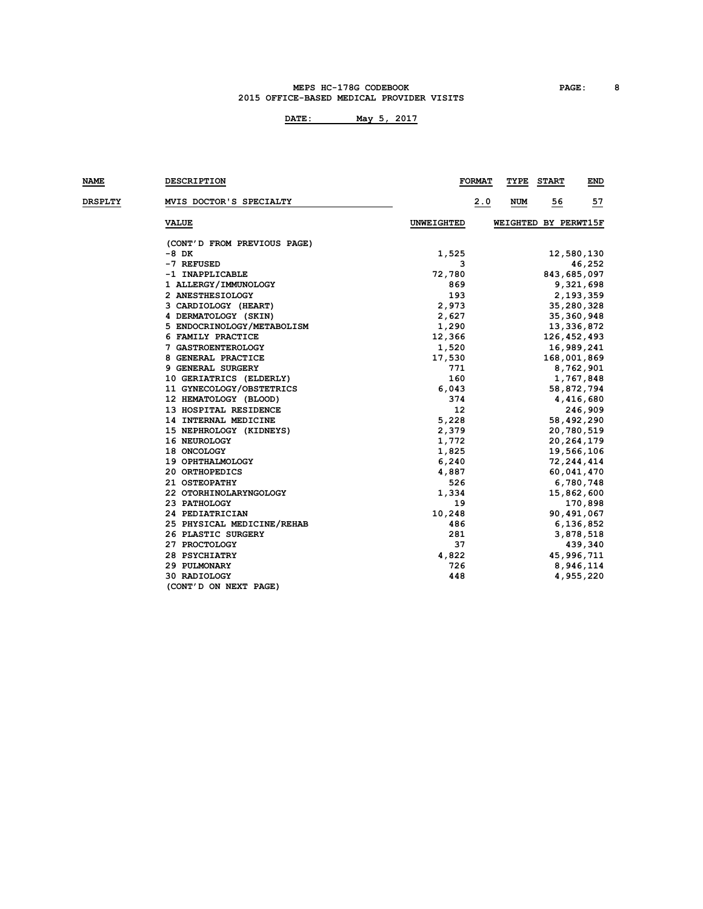| NAME | DESCRIPTION | FORMAT | TYPE | START | END |
|---|---|---|---|---|---|
| DRSPLTY | MVIS DOCTOR'S SPECIALTY | 2.0 | NUM | 56 | 57 |

| VALUE | UNWEIGHTED | WEIGHTED BY PERWT15F |
|---|---|---|
| (CONT'D FROM PREVIOUS PAGE) | | |
| -8 DK | 1,525 | 12,580,130 |
| -7 REFUSED | 3 | 46,252 |
| -1 INAPPLICABLE | 72,780 | 843,685,097 |
| 1 ALLERGY/IMMUNOLOGY | 869 | 9,321,698 |
| 2 ANESTHESIOLOGY | 193 | 2,193,359 |
| 3 CARDIOLOGY (HEART) | 2,973 | 35,280,328 |
| 4 DERMATOLOGY (SKIN) | 2,627 | 35,360,948 |
| 5 ENDOCRINOLOGY/METABOLISM | 1,290 | 13,336,872 |
| 6 FAMILY PRACTICE | 12,366 | 126,452,493 |
| 7 GASTROENTEROLOGY | 1,520 | 16,989,241 |
| 8 GENERAL PRACTICE | 17,530 | 168,001,869 |
| 9 GENERAL SURGERY | 771 | 8,762,901 |
| 10 GERIATRICS (ELDERLY) | 160 | 1,767,848 |
| 11 GYNECOLOGY/OBSTETRICS | 6,043 | 58,872,794 |
| 12 HEMATOLOGY (BLOOD) | 374 | 4,416,680 |
| 13 HOSPITAL RESIDENCE | 12 | 246,909 |
| 14 INTERNAL MEDICINE | 5,228 | 58,492,290 |
| 15 NEPHROLOGY (KIDNEYS) | 2,379 | 20,780,519 |
| 16 NEUROLOGY | 1,772 | 20,264,179 |
| 18 ONCOLOGY | 1,825 | 19,566,106 |
| 19 OPHTHALMOLOGY | 6,240 | 72,244,414 |
| 20 ORTHOPEDICS | 4,887 | 60,041,470 |
| 21 OSTEOPATHY | 526 | 6,780,748 |
| 22 OTORHINOLARYNGOLOGY | 1,334 | 15,862,600 |
| 23 PATHOLOGY | 19 | 170,898 |
| 24 PEDIATRICIAN | 10,248 | 90,491,067 |
| 25 PHYSICAL MEDICINE/REHAB | 486 | 6,136,852 |
| 26 PLASTIC SURGERY | 281 | 3,878,518 |
| 27 PROCTOLOGY | 37 | 439,340 |
| 28 PSYCHIATRY | 4,822 | 45,996,711 |
| 29 PULMONARY | 726 | 8,946,114 |
| 30 RADIOLOGY | 448 | 4,955,220 |
| (CONT'D ON NEXT PAGE) | | |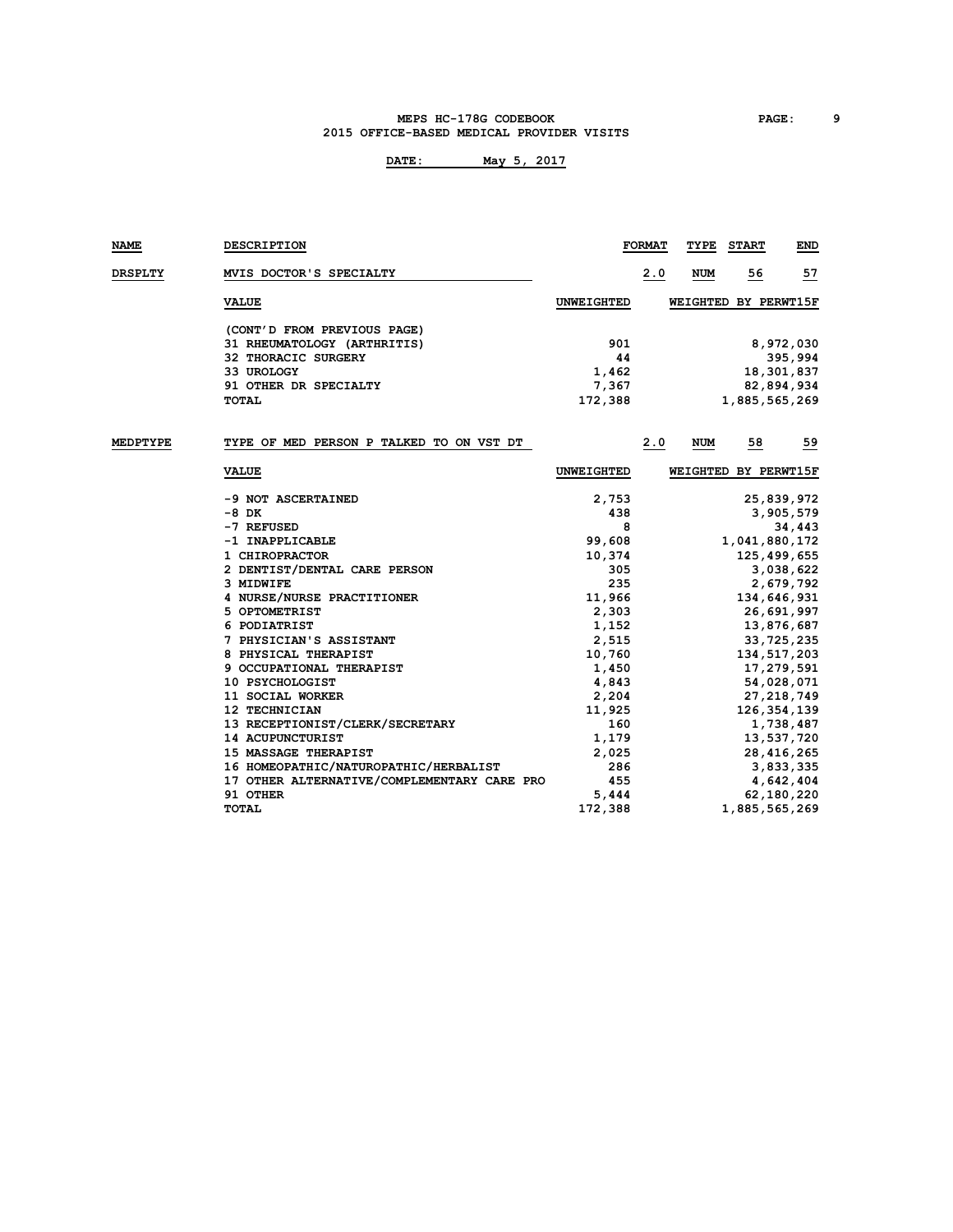**DATE: May 5, 2017**

| NAME | DESCRIPTION | FORMAT | TYPE | START | END |
|---|---|---|---|---|---|
| DRSPLTY | MVIS DOCTOR'S SPECIALTY | 2.0 | NUM | 56 | 57 |

| VALUE | UNWEIGHTED | WEIGHTED BY PERWT15F |
|---|---|---|
| (CONT'D FROM PREVIOUS PAGE) | | |
| 31 RHEUMATOLOGY (ARTHRITIS) | 901 | 8,972,030 |
| 32 THORACIC SURGERY | 44 | 395,994 |
| 33 UROLOGY | 1,462 | 18,301,837 |
| 91 OTHER DR SPECIALTY | 7,367 | 82,894,934 |
| TOTAL | 172,388 | 1,885,565,269 |

| NAME | DESCRIPTION | FORMAT | TYPE | START | END |
|---|---|---|---|---|---|
| MEDPTYPE | TYPE OF MED PERSON P TALKED TO ON VST DT | 2.0 | NUM | 58 | 59 |

| VALUE | UNWEIGHTED | WEIGHTED BY PERWT15F |
|---|---|---|
| -9 NOT ASCERTAINED | 2,753 | 25,839,972 |
| -8 DK | 438 | 3,905,579 |
| -7 REFUSED | 8 | 34,443 |
| -1 INAPPLICABLE | 99,608 | 1,041,880,172 |
| 1 CHIROPRACTOR | 10,374 | 125,499,655 |
| 2 DENTIST/DENTAL CARE PERSON | 305 | 3,038,622 |
| 3 MIDWIFE | 235 | 2,679,792 |
| 4 NURSE/NURSE PRACTITIONER | 11,966 | 134,646,931 |
| 5 OPTOMETRIST | 2,303 | 26,691,997 |
| 6 PODIATRIST | 1,152 | 13,876,687 |
| 7 PHYSICIAN'S ASSISTANT | 2,515 | 33,725,235 |
| 8 PHYSICAL THERAPIST | 10,760 | 134,517,203 |
| 9 OCCUPATIONAL THERAPIST | 1,450 | 17,279,591 |
| 10 PSYCHOLOGIST | 4,843 | 54,028,071 |
| 11 SOCIAL WORKER | 2,204 | 27,218,749 |
| 12 TECHNICIAN | 11,925 | 126,354,139 |
| 13 RECEPTIONIST/CLERK/SECRETARY | 160 | 1,738,487 |
| 14 ACUPUNCTURIST | 1,179 | 13,537,720 |
| 15 MASSAGE THERAPIST | 2,025 | 28,416,265 |
| 16 HOMEOPATHIC/NATUROPATHIC/HERBALIST | 286 | 3,833,335 |
| 17 OTHER ALTERNATIVE/COMPLEMENTARY CARE PRO | 455 | 4,642,404 |
| 91 OTHER | 5,444 | 62,180,220 |
| TOTAL | 172,388 | 1,885,565,269 |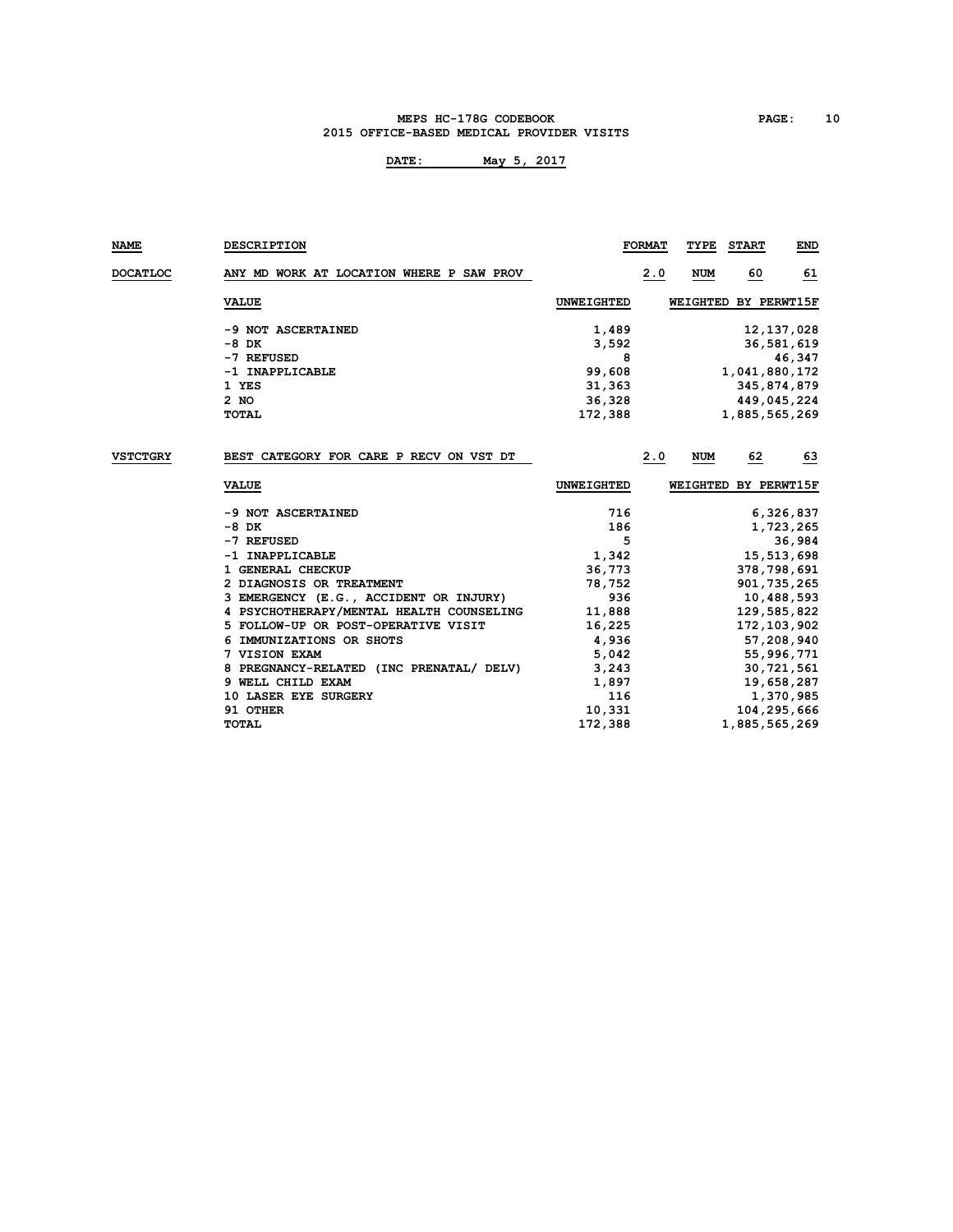| NAME | DESCRIPTION | | FORMAT | TYPE | START | END |
|---|---|---|---|---|---|---|
| DOCATLOC | ANY MD WORK AT LOCATION WHERE P SAW PROV | | 2.0 | NUM | 60 | 61 |

| VALUE | UNWEIGHTED | WEIGHTED BY PERWT15F |
|---|---|---|
| -9 NOT ASCERTAINED | 1,489 | 12,137,028 |
| -8 DK | 3,592 | 36,581,619 |
| -7 REFUSED | 8 | 46,347 |
| -1 INAPPLICABLE | 99,608 | 1,041,880,172 |
| 1 YES | 31,363 | 345,874,879 |
| 2 NO | 36,328 | 449,045,224 |
| TOTAL | 172,388 | 1,885,565,269 |

| NAME | DESCRIPTION | | FORMAT | TYPE | START | END |
|---|---|---|---|---|---|---|
| VSTCTGRY | BEST CATEGORY FOR CARE P RECV ON VST DT | | 2.0 | NUM | 62 | 63 |

| VALUE | UNWEIGHTED | WEIGHTED BY PERWT15F |
|---|---|---|
| -9 NOT ASCERTAINED | 716 | 6,326,837 |
| -8 DK | 186 | 1,723,265 |
| -7 REFUSED | 5 | 36,984 |
| -1 INAPPLICABLE | 1,342 | 15,513,698 |
| 1 GENERAL CHECKUP | 36,773 | 378,798,691 |
| 2 DIAGNOSIS OR TREATMENT | 78,752 | 901,735,265 |
| 3 EMERGENCY (E.G., ACCIDENT OR INJURY) | 936 | 10,488,593 |
| 4 PSYCHOTHERAPY/MENTAL HEALTH COUNSELING | 11,888 | 129,585,822 |
| 5 FOLLOW-UP OR POST-OPERATIVE VISIT | 16,225 | 172,103,902 |
| 6 IMMUNIZATIONS OR SHOTS | 4,936 | 57,208,940 |
| 7 VISION EXAM | 5,042 | 55,996,771 |
| 8 PREGNANCY-RELATED (INC PRENATAL/ DELV) | 3,243 | 30,721,561 |
| 9 WELL CHILD EXAM | 1,897 | 19,658,287 |
| 10 LASER EYE SURGERY | 116 | 1,370,985 |
| 91 OTHER | 10,331 | 104,295,666 |
| TOTAL | 172,388 | 1,885,565,269 |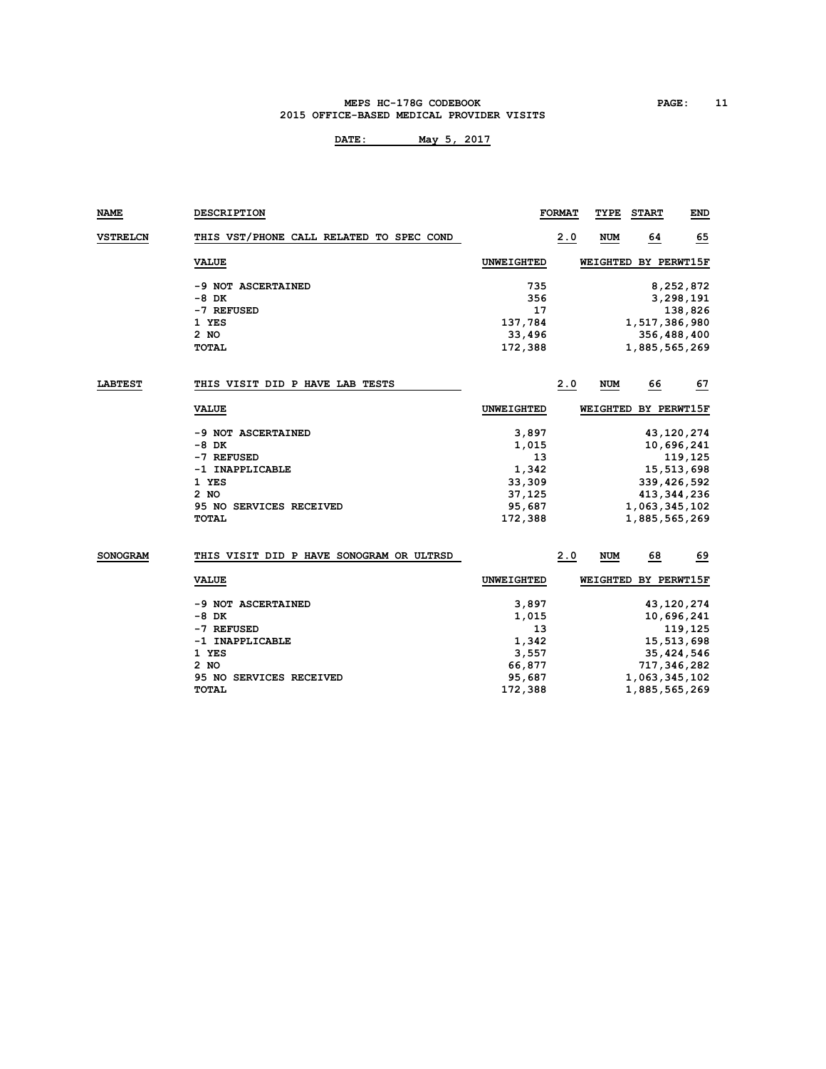DATE: May 5, 2017

| NAME | DESCRIPTION | FORMAT | TYPE | START | END |
|---|---|---|---|---|---|
| VSTRELCN | THIS VST/PHONE CALL RELATED TO SPEC COND | 2.0 | NUM | 64 | 65 |

| VALUE | UNWEIGHTED | WEIGHTED BY PERWT15F |
|---|---|---|
| -9 NOT ASCERTAINED | 735 | 8,252,872 |
| -8 DK | 356 | 3,298,191 |
| -7 REFUSED | 17 | 138,826 |
| 1 YES | 137,784 | 1,517,386,980 |
| 2 NO | 33,496 | 356,488,400 |
| TOTAL | 172,388 | 1,885,565,269 |

| NAME | DESCRIPTION | FORMAT | TYPE | START | END |
|---|---|---|---|---|---|
| LABTEST | THIS VISIT DID P HAVE LAB TESTS | 2.0 | NUM | 66 | 67 |

| VALUE | UNWEIGHTED | WEIGHTED BY PERWT15F |
|---|---|---|
| -9 NOT ASCERTAINED | 3,897 | 43,120,274 |
| -8 DK | 1,015 | 10,696,241 |
| -7 REFUSED | 13 | 119,125 |
| -1 INAPPLICABLE | 1,342 | 15,513,698 |
| 1 YES | 33,309 | 339,426,592 |
| 2 NO | 37,125 | 413,344,236 |
| 95 NO SERVICES RECEIVED | 95,687 | 1,063,345,102 |
| TOTAL | 172,388 | 1,885,565,269 |

| NAME | DESCRIPTION | FORMAT | TYPE | START | END |
|---|---|---|---|---|---|
| SONOGRAM | THIS VISIT DID P HAVE SONOGRAM OR ULTRSD | 2.0 | NUM | 68 | 69 |

| VALUE | UNWEIGHTED | WEIGHTED BY PERWT15F |
|---|---|---|
| -9 NOT ASCERTAINED | 3,897 | 43,120,274 |
| -8 DK | 1,015 | 10,696,241 |
| -7 REFUSED | 13 | 119,125 |
| -1 INAPPLICABLE | 1,342 | 15,513,698 |
| 1 YES | 3,557 | 35,424,546 |
| 2 NO | 66,877 | 717,346,282 |
| 95 NO SERVICES RECEIVED | 95,687 | 1,063,345,102 |
| TOTAL | 172,388 | 1,885,565,269 |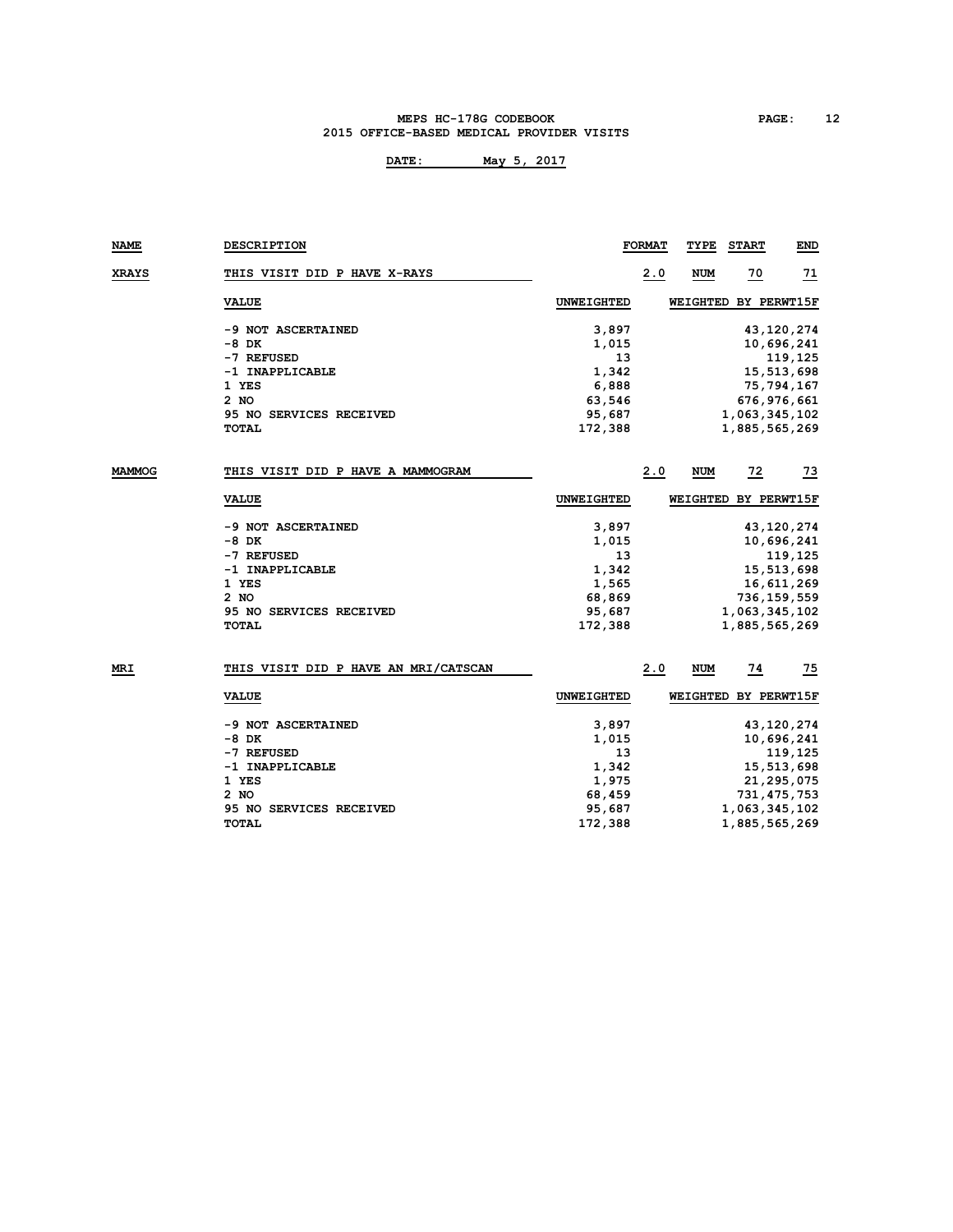| NAME | DESCRIPTION | FORMAT | TYPE | START | END |
|---|---|---|---|---|---|
| XRAYS | THIS VISIT DID P HAVE X-RAYS | 2.0 | NUM | 70 | 71 |

| VALUE | UNWEIGHTED | WEIGHTED BY PERWT15F |
|---|---|---|
| -9 NOT ASCERTAINED | 3,897 | 43,120,274 |
| -8 DK | 1,015 | 10,696,241 |
| -7 REFUSED | 13 | 119,125 |
| -1 INAPPLICABLE | 1,342 | 15,513,698 |
| 1 YES | 6,888 | 75,794,167 |
| 2 NO | 63,546 | 676,976,661 |
| 95 NO SERVICES RECEIVED | 95,687 | 1,063,345,102 |
| TOTAL | 172,388 | 1,885,565,269 |

| NAME | DESCRIPTION | FORMAT | TYPE | START | END |
|---|---|---|---|---|---|
| MAMMOG | THIS VISIT DID P HAVE A MAMMOGRAM | 2.0 | NUM | 72 | 73 |

| VALUE | UNWEIGHTED | WEIGHTED BY PERWT15F |
|---|---|---|
| -9 NOT ASCERTAINED | 3,897 | 43,120,274 |
| -8 DK | 1,015 | 10,696,241 |
| -7 REFUSED | 13 | 119,125 |
| -1 INAPPLICABLE | 1,342 | 15,513,698 |
| 1 YES | 1,565 | 16,611,269 |
| 2 NO | 68,869 | 736,159,559 |
| 95 NO SERVICES RECEIVED | 95,687 | 1,063,345,102 |
| TOTAL | 172,388 | 1,885,565,269 |

| NAME | DESCRIPTION | FORMAT | TYPE | START | END |
|---|---|---|---|---|---|
| MRI | THIS VISIT DID P HAVE AN MRI/CATSCAN | 2.0 | NUM | 74 | 75 |

| VALUE | UNWEIGHTED | WEIGHTED BY PERWT15F |
|---|---|---|
| -9 NOT ASCERTAINED | 3,897 | 43,120,274 |
| -8 DK | 1,015 | 10,696,241 |
| -7 REFUSED | 13 | 119,125 |
| -1 INAPPLICABLE | 1,342 | 15,513,698 |
| 1 YES | 1,975 | 21,295,075 |
| 2 NO | 68,459 | 731,475,753 |
| 95 NO SERVICES RECEIVED | 95,687 | 1,063,345,102 |
| TOTAL | 172,388 | 1,885,565,269 |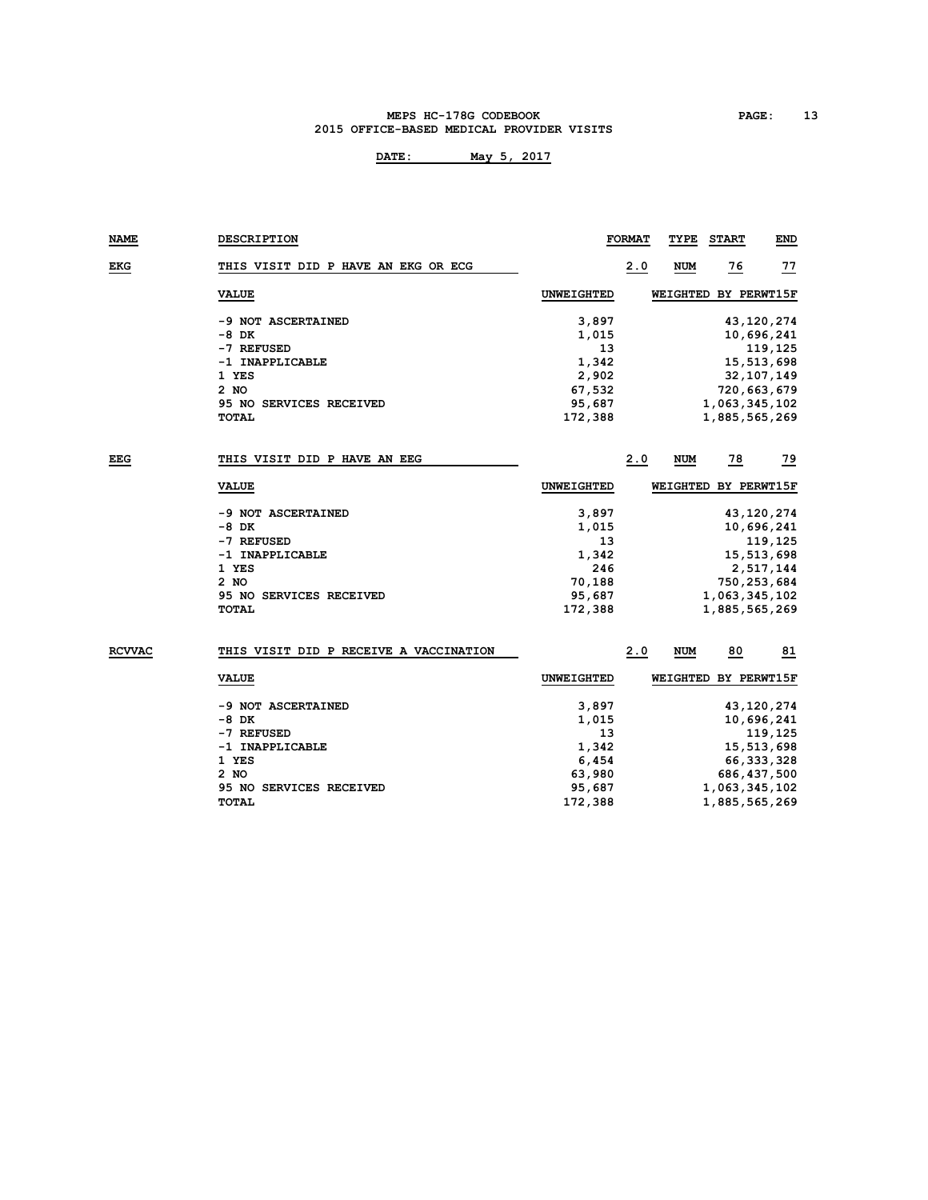| NAME | DESCRIPTION | FORMAT | TYPE | START | END |
|---|---|---|---|---|---|
| EKG | THIS VISIT DID P HAVE AN EKG OR ECG | 2.0 | NUM | 76 | 77 |

| VALUE | UNWEIGHTED | WEIGHTED BY PERWT15F |
|---|---|---|
| -9 NOT ASCERTAINED | 3,897 | 43,120,274 |
| -8 DK | 1,015 | 10,696,241 |
| -7 REFUSED | 13 | 119,125 |
| -1 INAPPLICABLE | 1,342 | 15,513,698 |
| 1 YES | 2,902 | 32,107,149 |
| 2 NO | 67,532 | 720,663,679 |
| 95 NO SERVICES RECEIVED | 95,687 | 1,063,345,102 |
| TOTAL | 172,388 | 1,885,565,269 |

| NAME | DESCRIPTION | FORMAT | TYPE | START | END |
|---|---|---|---|---|---|
| EEG | THIS VISIT DID P HAVE AN EEG | 2.0 | NUM | 78 | 79 |

| VALUE | UNWEIGHTED | WEIGHTED BY PERWT15F |
|---|---|---|
| -9 NOT ASCERTAINED | 3,897 | 43,120,274 |
| -8 DK | 1,015 | 10,696,241 |
| -7 REFUSED | 13 | 119,125 |
| -1 INAPPLICABLE | 1,342 | 15,513,698 |
| 1 YES | 246 | 2,517,144 |
| 2 NO | 70,188 | 750,253,684 |
| 95 NO SERVICES RECEIVED | 95,687 | 1,063,345,102 |
| TOTAL | 172,388 | 1,885,565,269 |

| NAME | DESCRIPTION | FORMAT | TYPE | START | END |
|---|---|---|---|---|---|
| RCVVAC | THIS VISIT DID P RECEIVE A VACCINATION | 2.0 | NUM | 80 | 81 |

| VALUE | UNWEIGHTED | WEIGHTED BY PERWT15F |
|---|---|---|
| -9 NOT ASCERTAINED | 3,897 | 43,120,274 |
| -8 DK | 1,015 | 10,696,241 |
| -7 REFUSED | 13 | 119,125 |
| -1 INAPPLICABLE | 1,342 | 15,513,698 |
| 1 YES | 6,454 | 66,333,328 |
| 2 NO | 63,980 | 686,437,500 |
| 95 NO SERVICES RECEIVED | 95,687 | 1,063,345,102 |
| TOTAL | 172,388 | 1,885,565,269 |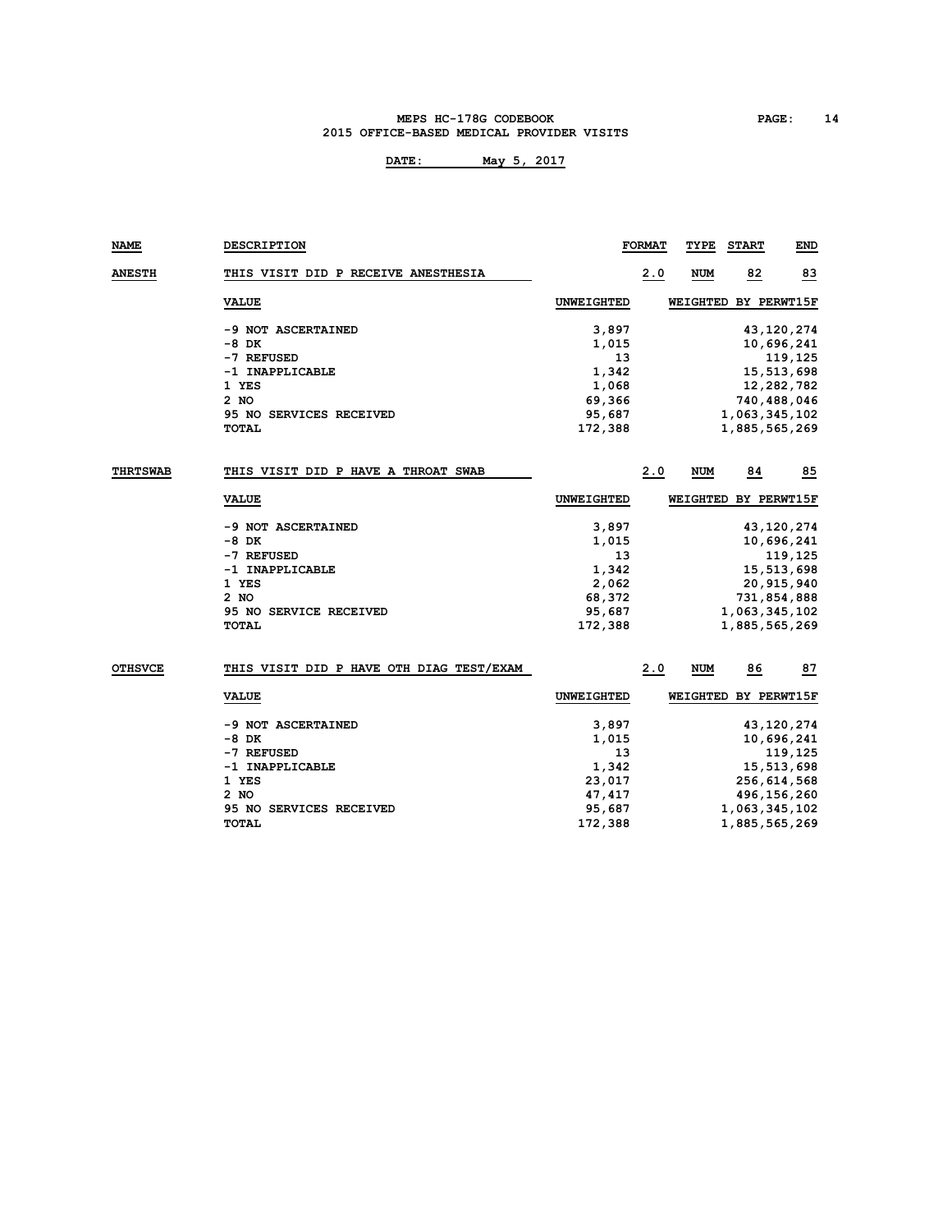DATE: May 5, 2017

| NAME | DESCRIPTION | FORMAT | TYPE | START | END |
|---|---|---|---|---|---|
| ANESTH | THIS VISIT DID P RECEIVE ANESTHESIA | 2.0 | NUM | 82 | 83 |

| VALUE | UNWEIGHTED | WEIGHTED BY PERWT15F |
|---|---|---|
| -9 NOT ASCERTAINED | 3,897 | 43,120,274 |
| -8 DK | 1,015 | 10,696,241 |
| -7 REFUSED | 13 | 119,125 |
| -1 INAPPLICABLE | 1,342 | 15,513,698 |
| 1 YES | 1,068 | 12,282,782 |
| 2 NO | 69,366 | 740,488,046 |
| 95 NO SERVICES RECEIVED | 95,687 | 1,063,345,102 |
| TOTAL | 172,388 | 1,885,565,269 |

| NAME | DESCRIPTION | FORMAT | TYPE | START | END |
|---|---|---|---|---|---|
| THRTSWAB | THIS VISIT DID P HAVE A THROAT SWAB | 2.0 | NUM | 84 | 85 |

| VALUE | UNWEIGHTED | WEIGHTED BY PERWT15F |
|---|---|---|
| -9 NOT ASCERTAINED | 3,897 | 43,120,274 |
| -8 DK | 1,015 | 10,696,241 |
| -7 REFUSED | 13 | 119,125 |
| -1 INAPPLICABLE | 1,342 | 15,513,698 |
| 1 YES | 2,062 | 20,915,940 |
| 2 NO | 68,372 | 731,854,888 |
| 95 NO SERVICE RECEIVED | 95,687 | 1,063,345,102 |
| TOTAL | 172,388 | 1,885,565,269 |

| NAME | DESCRIPTION | FORMAT | TYPE | START | END |
|---|---|---|---|---|---|
| OTHSVCE | THIS VISIT DID P HAVE OTH DIAG TEST/EXAM | 2.0 | NUM | 86 | 87 |

| VALUE | UNWEIGHTED | WEIGHTED BY PERWT15F |
|---|---|---|
| -9 NOT ASCERTAINED | 3,897 | 43,120,274 |
| -8 DK | 1,015 | 10,696,241 |
| -7 REFUSED | 13 | 119,125 |
| -1 INAPPLICABLE | 1,342 | 15,513,698 |
| 1 YES | 23,017 | 256,614,568 |
| 2 NO | 47,417 | 496,156,260 |
| 95 NO SERVICES RECEIVED | 95,687 | 1,063,345,102 |
| TOTAL | 172,388 | 1,885,565,269 |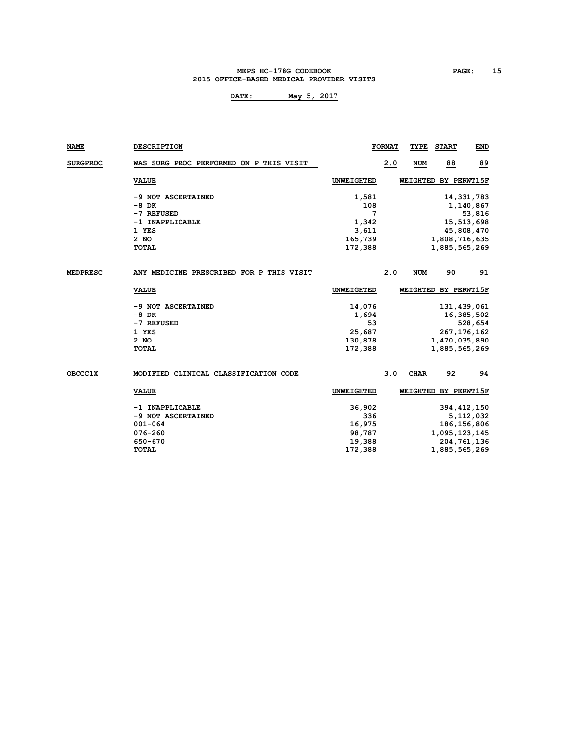| NAME | DESCRIPTION | | FORMAT | TYPE | START | END |
|---|---|---|---|---|---|---|
| SURGPROC | WAS SURG PROC PERFORMED ON P THIS VISIT | | 2.0 | NUM | 88 | 89 |

| VALUE | UNWEIGHTED | WEIGHTED BY PERWT15F |
|---|---|---|
| -9 NOT ASCERTAINED | 1,581 | 14,331,783 |
| -8 DK | 108 | 1,140,867 |
| -7 REFUSED | 7 | 53,816 |
| -1 INAPPLICABLE | 1,342 | 15,513,698 |
| 1 YES | 3,611 | 45,808,470 |
| 2 NO | 165,739 | 1,808,716,635 |
| TOTAL | 172,388 | 1,885,565,269 |

| NAME | DESCRIPTION | | FORMAT | TYPE | START | END |
|---|---|---|---|---|---|---|
| MEDPRESC | ANY MEDICINE PRESCRIBED FOR P THIS VISIT | | 2.0 | NUM | 90 | 91 |

| VALUE | UNWEIGHTED | WEIGHTED BY PERWT15F |
|---|---|---|
| -9 NOT ASCERTAINED | 14,076 | 131,439,061 |
| -8 DK | 1,694 | 16,385,502 |
| -7 REFUSED | 53 | 528,654 |
| 1 YES | 25,687 | 267,176,162 |
| 2 NO | 130,878 | 1,470,035,890 |
| TOTAL | 172,388 | 1,885,565,269 |

| NAME | DESCRIPTION | | FORMAT | TYPE | START | END |
|---|---|---|---|---|---|---|
| OBCCC1X | MODIFIED CLINICAL CLASSIFICATION CODE | | 3.0 | CHAR | 92 | 94 |

| VALUE | UNWEIGHTED | WEIGHTED BY PERWT15F |
|---|---|---|
| -1 INAPPLICABLE | 36,902 | 394,412,150 |
| -9 NOT ASCERTAINED | 336 | 5,112,032 |
| 001-064 | 16,975 | 186,156,806 |
| 076-260 | 98,787 | 1,095,123,145 |
| 650-670 | 19,388 | 204,761,136 |
| TOTAL | 172,388 | 1,885,565,269 |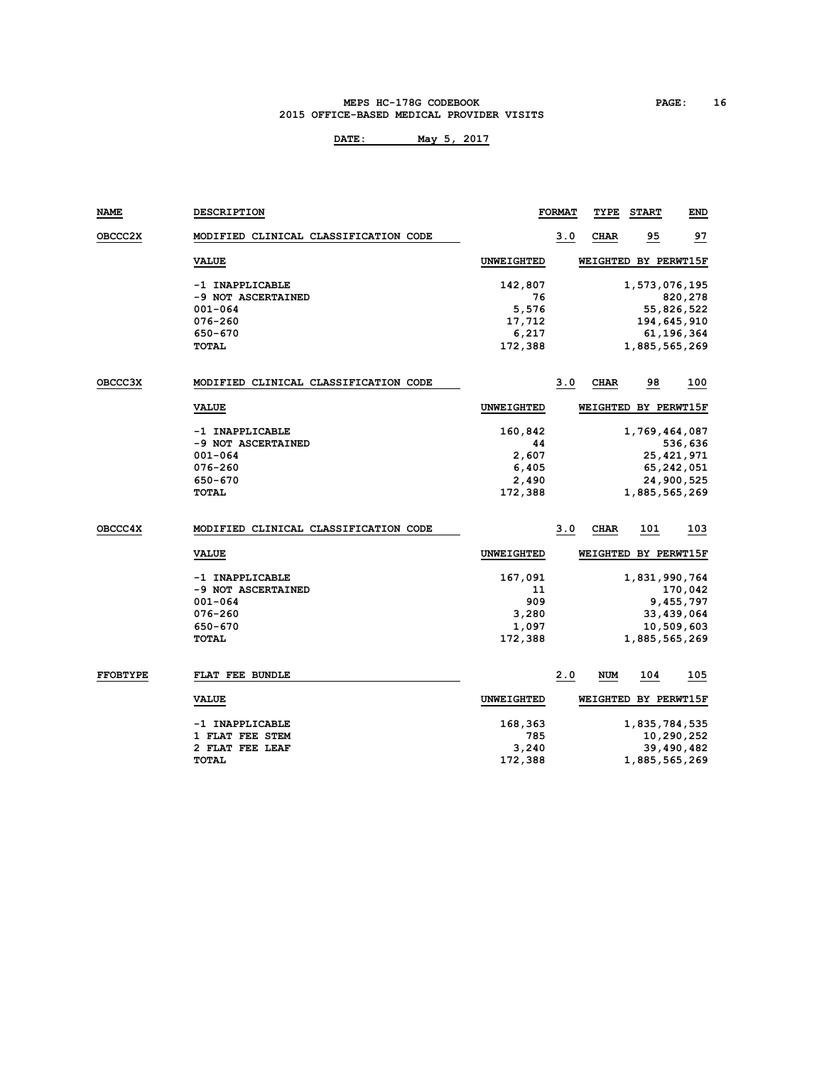| NAME | DESCRIPTION | FORMAT | TYPE | START | END |
|---|---|---|---|---|---|
| OBCCC2X | MODIFIED CLINICAL CLASSIFICATION CODE | 3.0 | CHAR | 95 | 97 |

| VALUE | UNWEIGHTED | WEIGHTED BY PERWT15F |
|---|---|---|
| -1 INAPPLICABLE | 142,807 | 1,573,076,195 |
| -9 NOT ASCERTAINED | 76 | 820,278 |
| 001-064 | 5,576 | 55,826,522 |
| 076-260 | 17,712 | 194,645,910 |
| 650-670 | 6,217 | 61,196,364 |
| TOTAL | 172,388 | 1,885,565,269 |

| NAME | DESCRIPTION | FORMAT | TYPE | START | END |
|---|---|---|---|---|---|
| OBCCC3X | MODIFIED CLINICAL CLASSIFICATION CODE | 3.0 | CHAR | 98 | 100 |

| VALUE | UNWEIGHTED | WEIGHTED BY PERWT15F |
|---|---|---|
| -1 INAPPLICABLE | 160,842 | 1,769,464,087 |
| -9 NOT ASCERTAINED | 44 | 536,636 |
| 001-064 | 2,607 | 25,421,971 |
| 076-260 | 6,405 | 65,242,051 |
| 650-670 | 2,490 | 24,900,525 |
| TOTAL | 172,388 | 1,885,565,269 |

| NAME | DESCRIPTION | FORMAT | TYPE | START | END |
|---|---|---|---|---|---|
| OBCCC4X | MODIFIED CLINICAL CLASSIFICATION CODE | 3.0 | CHAR | 101 | 103 |

| VALUE | UNWEIGHTED | WEIGHTED BY PERWT15F |
|---|---|---|
| -1 INAPPLICABLE | 167,091 | 1,831,990,764 |
| -9 NOT ASCERTAINED | 11 | 170,042 |
| 001-064 | 909 | 9,455,797 |
| 076-260 | 3,280 | 33,439,064 |
| 650-670 | 1,097 | 10,509,603 |
| TOTAL | 172,388 | 1,885,565,269 |

| NAME | DESCRIPTION | FORMAT | TYPE | START | END |
|---|---|---|---|---|---|
| FFOBTYPE | FLAT FEE BUNDLE | 2.0 | NUM | 104 | 105 |

| VALUE | UNWEIGHTED | WEIGHTED BY PERWT15F |
|---|---|---|
| -1 INAPPLICABLE | 168,363 | 1,835,784,535 |
| 1 FLAT FEE STEM | 785 | 10,290,252 |
| 2 FLAT FEE LEAF | 3,240 | 39,490,482 |
| TOTAL | 172,388 | 1,885,565,269 |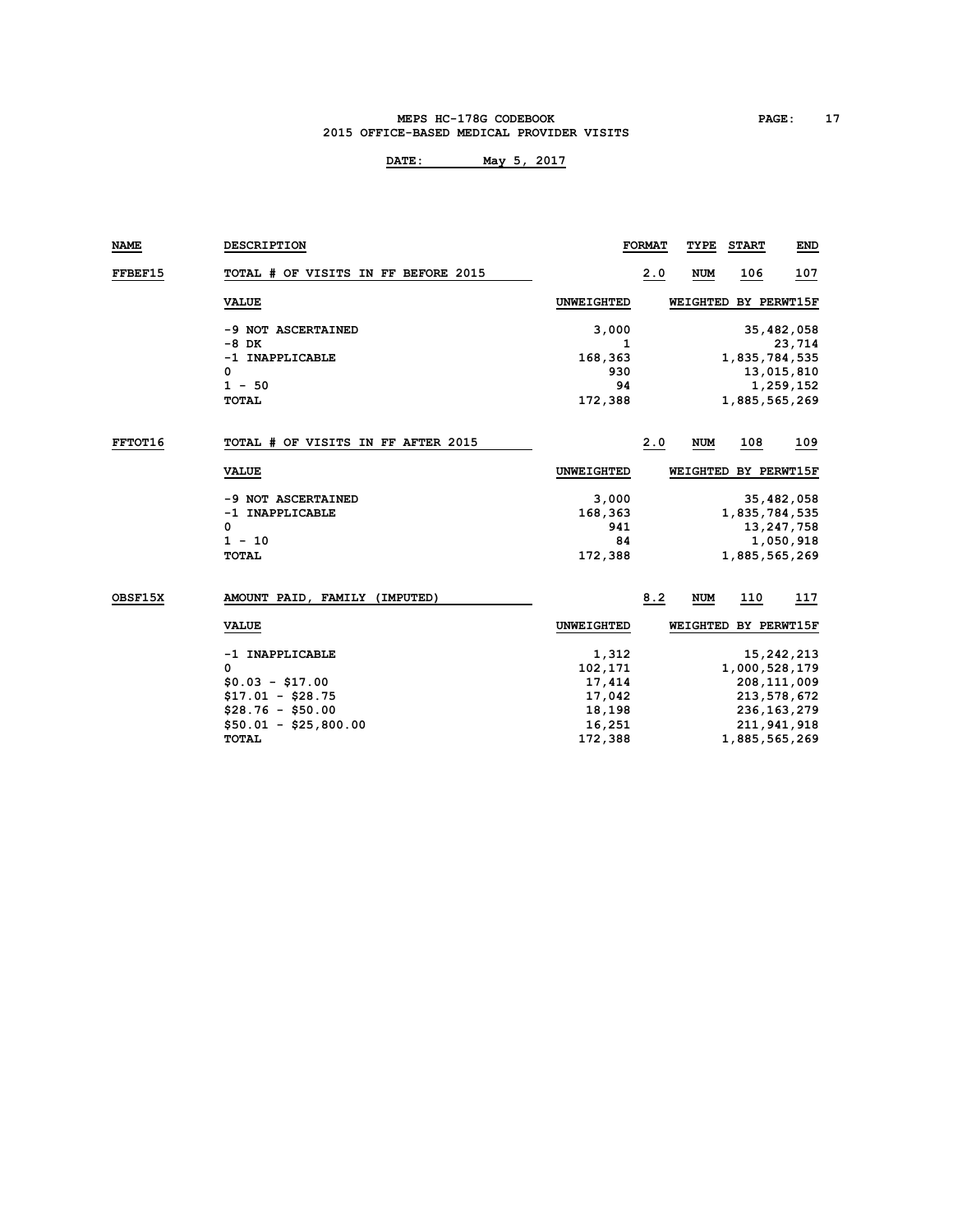| NAME | DESCRIPTION | | FORMAT | TYPE | START | END |
|---|---|---|---|---|---|---|
| FFBEF15 | TOTAL # OF VISITS IN FF BEFORE 2015 | | 2.0 | NUM | 106 | 107 |

| VALUE | UNWEIGHTED | WEIGHTED BY PERWT15F |
|---|---|---|
| -9 NOT ASCERTAINED | 3,000 | 35,482,058 |
| -8 DK | 1 | 23,714 |
| -1 INAPPLICABLE | 168,363 | 1,835,784,535 |
| 0 | 930 | 13,015,810 |
| 1 - 50 | 94 | 1,259,152 |
| TOTAL | 172,388 | 1,885,565,269 |

| NAME | DESCRIPTION | | FORMAT | TYPE | START | END |
|---|---|---|---|---|---|---|
| FFTOT16 | TOTAL # OF VISITS IN FF AFTER 2015 | | 2.0 | NUM | 108 | 109 |

| VALUE | UNWEIGHTED | WEIGHTED BY PERWT15F |
|---|---|---|
| -9 NOT ASCERTAINED | 3,000 | 35,482,058 |
| -1 INAPPLICABLE | 168,363 | 1,835,784,535 |
| 0 | 941 | 13,247,758 |
| 1 - 10 | 84 | 1,050,918 |
| TOTAL | 172,388 | 1,885,565,269 |

| NAME | DESCRIPTION | | FORMAT | TYPE | START | END |
|---|---|---|---|---|---|---|
| OBSF15X | AMOUNT PAID, FAMILY (IMPUTED) | | 8.2 | NUM | 110 | 117 |

| VALUE | UNWEIGHTED | WEIGHTED BY PERWT15F |
|---|---|---|
| -1 INAPPLICABLE | 1,312 | 15,242,213 |
| 0 | 102,171 | 1,000,528,179 |
| $0.03 - $17.00 | 17,414 | 208,111,009 |
| $17.01 - $28.75 | 17,042 | 213,578,672 |
| $28.76 - $50.00 | 18,198 | 236,163,279 |
| $50.01 - $25,800.00 | 16,251 | 211,941,918 |
| TOTAL | 172,388 | 1,885,565,269 |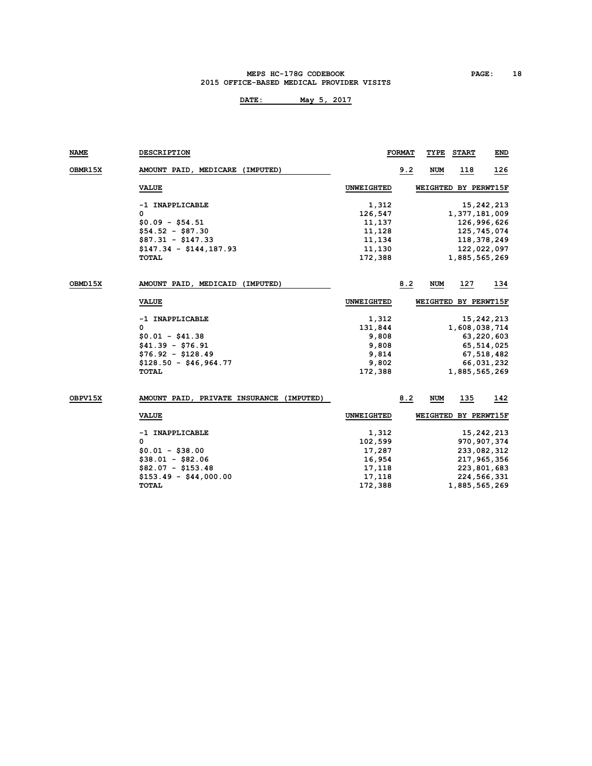**DATE: May 5, 2017**

| NAME | DESCRIPTION | FORMAT | TYPE | START | END |
|---|---|---|---|---|---|
| OBMR15X | AMOUNT PAID, MEDICARE (IMPUTED) | 9.2 | NUM | 118 | 126 |

| VALUE | UNWEIGHTED | WEIGHTED BY PERWT15F |
|---|---|---|
| -1 INAPPLICABLE | 1,312 | 15,242,213 |
| 0 | 126,547 | 1,377,181,009 |
| $0.09 - $54.51 | 11,137 | 126,996,626 |
| $54.52 - $87.30 | 11,128 | 125,745,074 |
| $87.31 - $147.33 | 11,134 | 118,378,249 |
| $147.34 - $144,187.93 | 11,130 | 122,022,097 |
| TOTAL | 172,388 | 1,885,565,269 |

| NAME | DESCRIPTION | FORMAT | TYPE | START | END |
|---|---|---|---|---|---|
| OBMD15X | AMOUNT PAID, MEDICAID (IMPUTED) | 8.2 | NUM | 127 | 134 |

| VALUE | UNWEIGHTED | WEIGHTED BY PERWT15F |
|---|---|---|
| -1 INAPPLICABLE | 1,312 | 15,242,213 |
| 0 | 131,844 | 1,608,038,714 |
| $0.01 - $41.38 | 9,808 | 63,220,603 |
| $41.39 - $76.91 | 9,808 | 65,514,025 |
| $76.92 - $128.49 | 9,814 | 67,518,482 |
| $128.50 - $46,964.77 | 9,802 | 66,031,232 |
| TOTAL | 172,388 | 1,885,565,269 |

| NAME | DESCRIPTION | FORMAT | TYPE | START | END |
|---|---|---|---|---|---|
| OBPV15X | AMOUNT PAID, PRIVATE INSURANCE (IMPUTED) | 8.2 | NUM | 135 | 142 |

| VALUE | UNWEIGHTED | WEIGHTED BY PERWT15F |
|---|---|---|
| -1 INAPPLICABLE | 1,312 | 15,242,213 |
| 0 | 102,599 | 970,907,374 |
| $0.01 - $38.00 | 17,287 | 233,082,312 |
| $38.01 - $82.06 | 16,954 | 217,965,356 |
| $82.07 - $153.48 | 17,118 | 223,801,683 |
| $153.49 - $44,000.00 | 17,118 | 224,566,331 |
| TOTAL | 172,388 | 1,885,565,269 |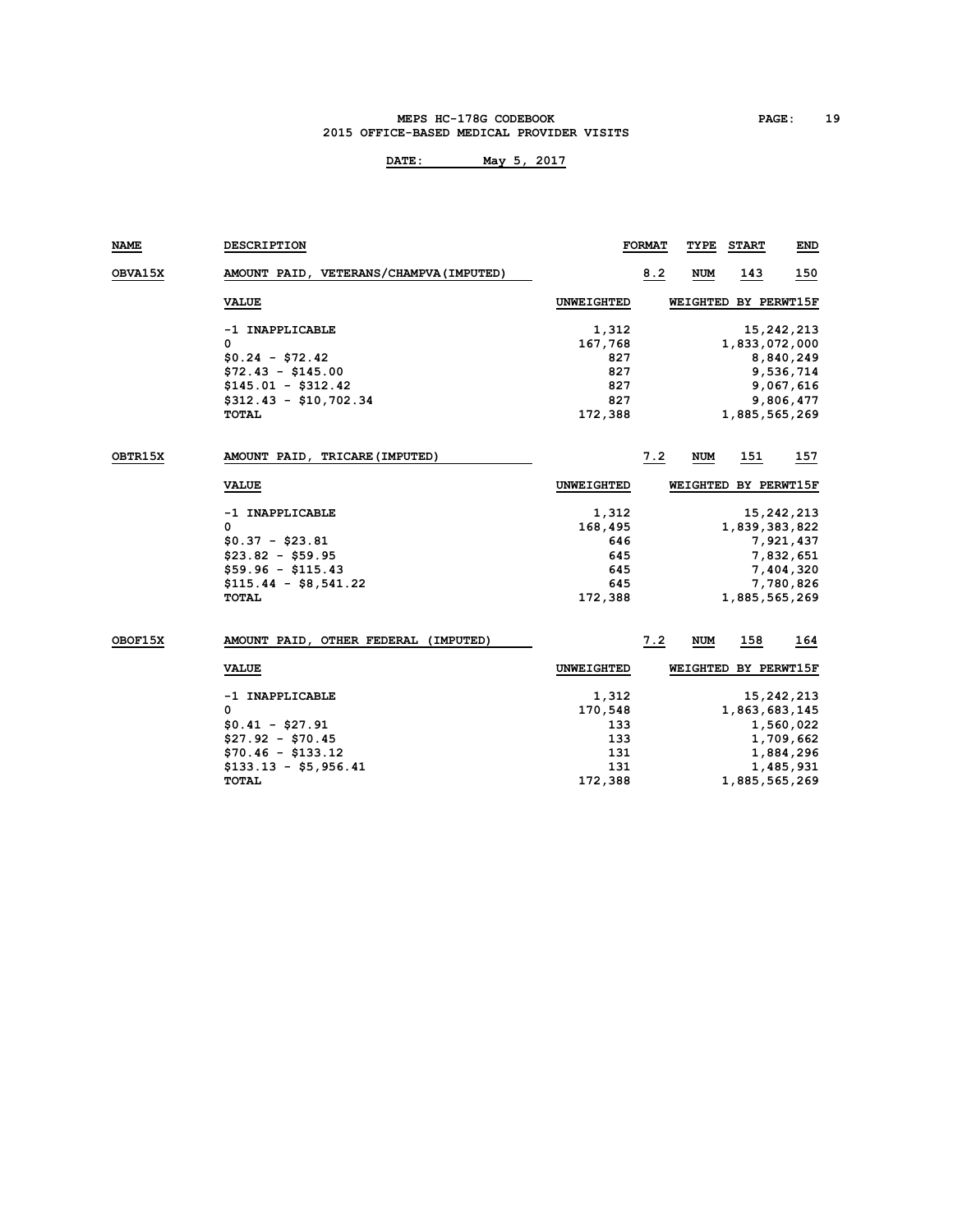**DATE: May 5, 2017**

| NAME | DESCRIPTION | | FORMAT | TYPE | START | END |
|---|---|---|---|---|---|---|
| OBVA15X | AMOUNT PAID, VETERANS/CHAMPVA(IMPUTED) | | 8.2 | NUM | 143 | 150 |

| VALUE | UNWEIGHTED | WEIGHTED BY PERWT15F |
|---|---|---|
| -1 INAPPLICABLE | 1,312 | 15,242,213 |
| 0 | 167,768 | 1,833,072,000 |
| $0.24 - $72.42 | 827 | 8,840,249 |
| $72.43 - $145.00 | 827 | 9,536,714 |
| $145.01 - $312.42 | 827 | 9,067,616 |
| $312.43 - $10,702.34 | 827 | 9,806,477 |
| TOTAL | 172,388 | 1,885,565,269 |

| NAME | DESCRIPTION | | FORMAT | TYPE | START | END |
|---|---|---|---|---|---|---|
| OBTR15X | AMOUNT PAID, TRICARE(IMPUTED) | | 7.2 | NUM | 151 | 157 |

| VALUE | UNWEIGHTED | WEIGHTED BY PERWT15F |
|---|---|---|
| -1 INAPPLICABLE | 1,312 | 15,242,213 |
| 0 | 168,495 | 1,839,383,822 |
| $0.37 - $23.81 | 646 | 7,921,437 |
| $23.82 - $59.95 | 645 | 7,832,651 |
| $59.96 - $115.43 | 645 | 7,404,320 |
| $115.44 - $8,541.22 | 645 | 7,780,826 |
| TOTAL | 172,388 | 1,885,565,269 |

| NAME | DESCRIPTION | | FORMAT | TYPE | START | END |
|---|---|---|---|---|---|---|
| OBOF15X | AMOUNT PAID, OTHER FEDERAL (IMPUTED) | | 7.2 | NUM | 158 | 164 |

| VALUE | UNWEIGHTED | WEIGHTED BY PERWT15F |
|---|---|---|
| -1 INAPPLICABLE | 1,312 | 15,242,213 |
| 0 | 170,548 | 1,863,683,145 |
| $0.41 - $27.91 | 133 | 1,560,022 |
| $27.92 - $70.45 | 133 | 1,709,662 |
| $70.46 - $133.12 | 131 | 1,884,296 |
| $133.13 - $5,956.41 | 131 | 1,485,931 |
| TOTAL | 172,388 | 1,885,565,269 |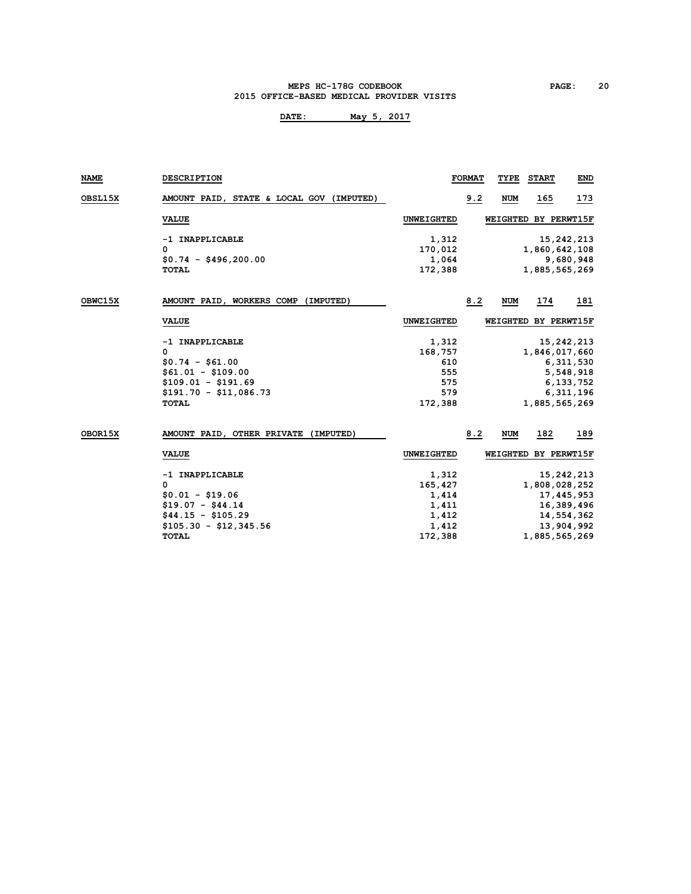| NAME | DESCRIPTION | | FORMAT | TYPE | START | END |
|---|---|---|---|---|---|---|
| OBSL15X | AMOUNT PAID, STATE & LOCAL GOV (IMPUTED) | | 9.2 | NUM | 165 | 173 |

| VALUE | UNWEIGHTED | WEIGHTED BY PERWT15F |
|---|---|---|
| -1 INAPPLICABLE | 1,312 | 15,242,213 |
| 0 | 170,012 | 1,860,642,108 |
| $0.74 - $496,200.00 | 1,064 | 9,680,948 |
| TOTAL | 172,388 | 1,885,565,269 |

| NAME | DESCRIPTION | | FORMAT | TYPE | START | END |
|---|---|---|---|---|---|---|
| OBWC15X | AMOUNT PAID, WORKERS COMP (IMPUTED) | | 8.2 | NUM | 174 | 181 |

| VALUE | UNWEIGHTED | WEIGHTED BY PERWT15F |
|---|---|---|
| -1 INAPPLICABLE | 1,312 | 15,242,213 |
| 0 | 168,757 | 1,846,017,660 |
| $0.74 - $61.00 | 610 | 6,311,530 |
| $61.01 - $109.00 | 555 | 5,548,918 |
| $109.01 - $191.69 | 575 | 6,133,752 |
| $191.70 - $11,086.73 | 579 | 6,311,196 |
| TOTAL | 172,388 | 1,885,565,269 |

| NAME | DESCRIPTION | | FORMAT | TYPE | START | END |
|---|---|---|---|---|---|---|
| OBOR15X | AMOUNT PAID, OTHER PRIVATE (IMPUTED) | | 8.2 | NUM | 182 | 189 |

| VALUE | UNWEIGHTED | WEIGHTED BY PERWT15F |
|---|---|---|
| -1 INAPPLICABLE | 1,312 | 15,242,213 |
| 0 | 165,427 | 1,808,028,252 |
| $0.01 - $19.06 | 1,414 | 17,445,953 |
| $19.07 - $44.14 | 1,411 | 16,389,496 |
| $44.15 - $105.29 | 1,412 | 14,554,362 |
| $105.30 - $12,345.56 | 1,412 | 13,904,992 |
| TOTAL | 172,388 | 1,885,565,269 |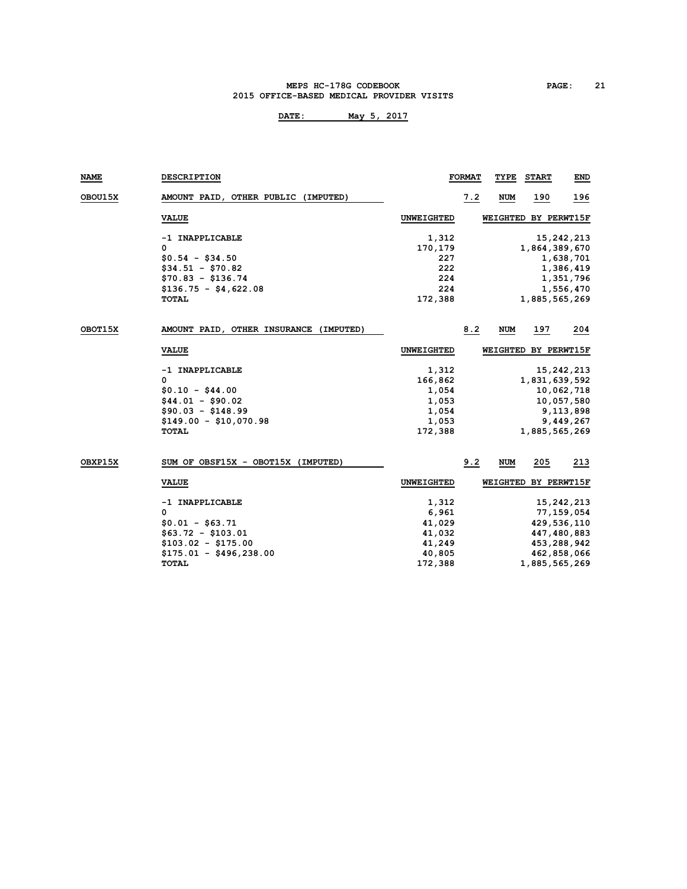**DATE: May 5, 2017**

| NAME | DESCRIPTION | FORMAT | TYPE | START | END |
|---|---|---|---|---|---|
| OBOU15X | AMOUNT PAID, OTHER PUBLIC (IMPUTED) | 7.2 | NUM | 190 | 196 |

| VALUE | UNWEIGHTED | WEIGHTED BY PERWT15F |
|---|---|---|
| -1 INAPPLICABLE | 1,312 | 15,242,213 |
| 0 | 170,179 | 1,864,389,670 |
| $0.54 - $34.50 | 227 | 1,638,701 |
| $34.51 - $70.82 | 222 | 1,386,419 |
| $70.83 - $136.74 | 224 | 1,351,796 |
| $136.75 - $4,622.08 | 224 | 1,556,470 |
| TOTAL | 172,388 | 1,885,565,269 |

| NAME | DESCRIPTION | FORMAT | TYPE | START | END |
|---|---|---|---|---|---|
| OBOT15X | AMOUNT PAID, OTHER INSURANCE (IMPUTED) | 8.2 | NUM | 197 | 204 |

| VALUE | UNWEIGHTED | WEIGHTED BY PERWT15F |
|---|---|---|
| -1 INAPPLICABLE | 1,312 | 15,242,213 |
| 0 | 166,862 | 1,831,639,592 |
| $0.10 - $44.00 | 1,054 | 10,062,718 |
| $44.01 - $90.02 | 1,053 | 10,057,580 |
| $90.03 - $148.99 | 1,054 | 9,113,898 |
| $149.00 - $10,070.98 | 1,053 | 9,449,267 |
| TOTAL | 172,388 | 1,885,565,269 |

| NAME | DESCRIPTION | FORMAT | TYPE | START | END |
|---|---|---|---|---|---|
| OBXP15X | SUM OF OBSF15X - OBOT15X (IMPUTED) | 9.2 | NUM | 205 | 213 |

| VALUE | UNWEIGHTED | WEIGHTED BY PERWT15F |
|---|---|---|
| -1 INAPPLICABLE | 1,312 | 15,242,213 |
| 0 | 6,961 | 77,159,054 |
| $0.01 - $63.71 | 41,029 | 429,536,110 |
| $63.72 - $103.01 | 41,032 | 447,480,883 |
| $103.02 - $175.00 | 41,249 | 453,288,942 |
| $175.01 - $496,238.00 | 40,805 | 462,858,066 |
| TOTAL | 172,388 | 1,885,565,269 |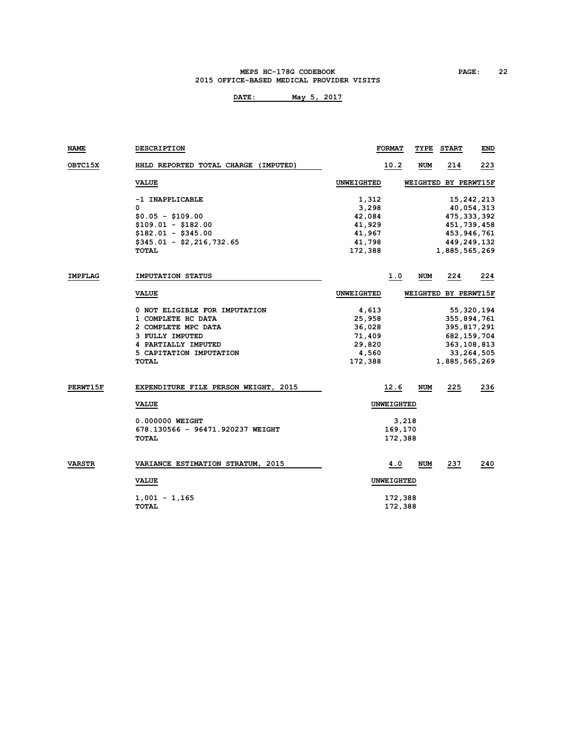**MEPS HC-178G CODEBOOK**
**2015 OFFICE-BASED MEDICAL PROVIDER VISITS**

**DATE: May 5, 2017**

| NAME | DESCRIPTION | FORMAT | TYPE | START | END |
|---|---|---|---|---|---|
| OBTC15X | HHLD REPORTED TOTAL CHARGE (IMPUTED) | 10.2 | NUM | 214 | 223 |

| VALUE | UNWEIGHTED | WEIGHTED BY PERWT15F |
|---|---|---|
| -1 INAPPLICABLE | 1,312 | 15,242,213 |
| 0 | 3,298 | 40,054,313 |
| $0.05 - $109.00 | 42,084 | 475,333,392 |
| $109.01 - $182.00 | 41,929 | 451,739,458 |
| $182.01 - $345.00 | 41,967 | 453,946,761 |
| $345.01 - $2,216,732.65 | 41,798 | 449,249,132 |
| TOTAL | 172,388 | 1,885,565,269 |

| NAME | DESCRIPTION | FORMAT | TYPE | START | END |
|---|---|---|---|---|---|
| IMPFLAG | IMPUTATION STATUS | 1.0 | NUM | 224 | 224 |

| VALUE | UNWEIGHTED | WEIGHTED BY PERWT15F |
|---|---|---|
| 0 NOT ELIGIBLE FOR IMPUTATION | 4,613 | 55,320,194 |
| 1 COMPLETE HC DATA | 25,958 | 355,894,761 |
| 2 COMPLETE MPC DATA | 36,028 | 395,817,291 |
| 3 FULLY IMPUTED | 71,409 | 682,159,704 |
| 4 PARTIALLY IMPUTED | 29,820 | 363,108,813 |
| 5 CAPITATION IMPUTATION | 4,560 | 33,264,505 |
| TOTAL | 172,388 | 1,885,565,269 |

| NAME | DESCRIPTION | FORMAT | TYPE | START | END |
|---|---|---|---|---|---|
| PERWT15F | EXPENDITURE FILE PERSON WEIGHT, 2015 | 12.6 | NUM | 225 | 236 |

| VALUE | UNWEIGHTED |
|---|---|
| 0.000000 WEIGHT | 3,218 |
| 678.130566 - 96471.920237 WEIGHT | 169,170 |
| TOTAL | 172,388 |

| NAME | DESCRIPTION | FORMAT | TYPE | START | END |
|---|---|---|---|---|---|
| VARSTR | VARIANCE ESTIMATION STRATUM, 2015 | 4.0 | NUM | 237 | 240 |

| VALUE | UNWEIGHTED |
|---|---|
| 1,001 - 1,165 | 172,388 |
| TOTAL | 172,388 |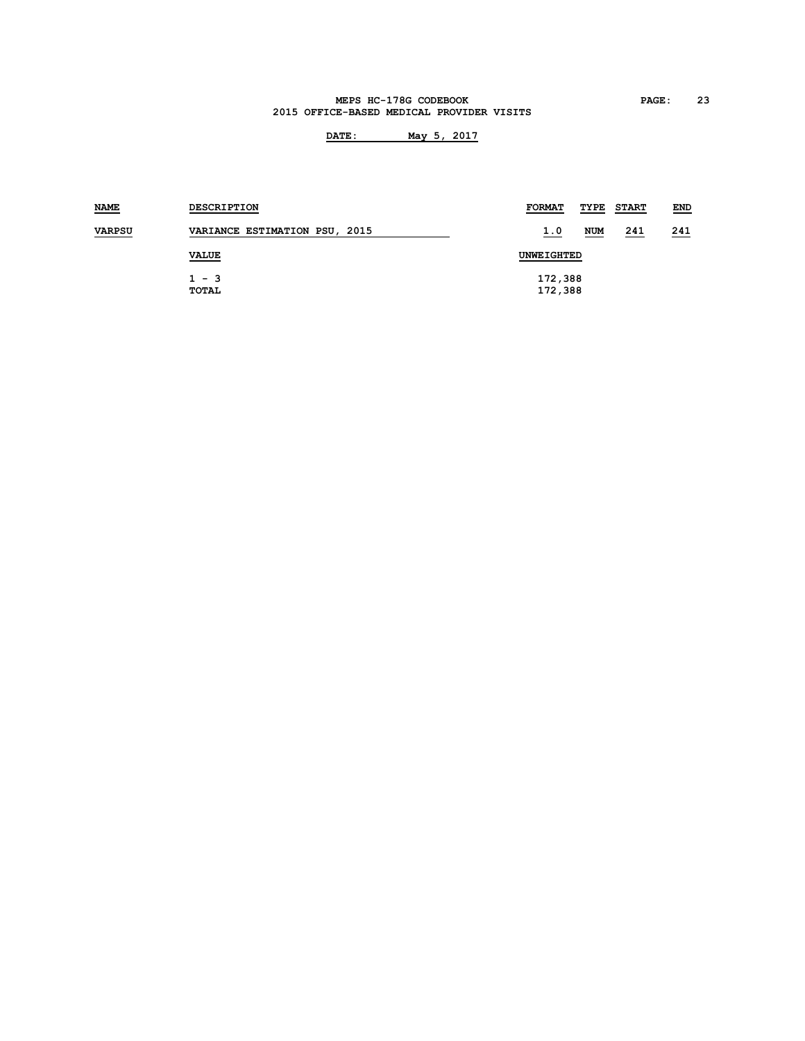| NAME | DESCRIPTION | FORMAT | TYPE | START | END |
| --- | --- | --- | --- | --- | --- |
| VARPSU | VARIANCE ESTIMATION PSU, 2015 | 1.0 | NUM | 241 | 241 |

| VALUE | UNWEIGHTED |
| --- | --- |
| 1 - 3 | 172,388 |
| TOTAL | 172,388 |